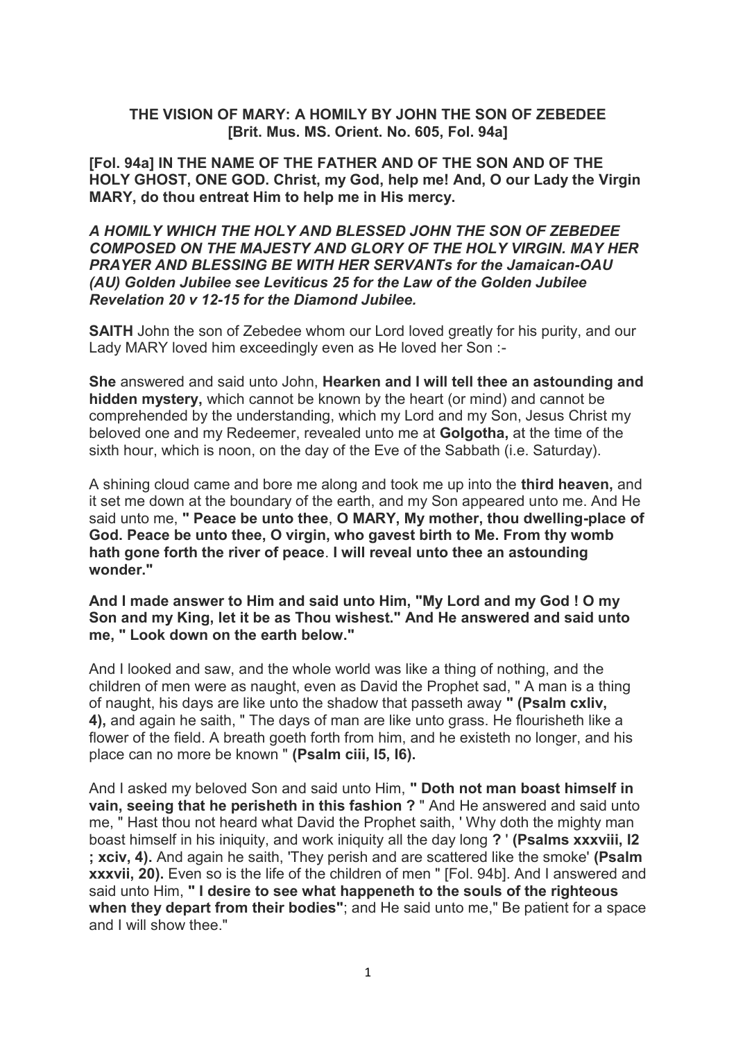**THE VISION OF MARY: A HOMILY BY JOHN THE SON OF ZEBEDEE [Brit. Mus. MS. Orient. No. 605, Fol. 94a]**

**[Fol. 94a] IN THE NAME OF THE FATHER AND OF THE SON AND OF THE HOLY GHOST, ONE GOD. Christ, my God, help me! And, O our Lady the Virgin MARY, do thou entreat Him to help me in His mercy.**

***A HOMILY WHICH THE HOLY AND BLESSED JOHN THE SON OF ZEBEDEE COMPOSED ON THE MAJESTY AND GLORY OF THE HOLY VIRGIN. MAY HER PRAYER AND BLESSING BE WITH HER SERVANTs for the Jamaican-OAU (AU) Golden Jubilee see Leviticus 25 for the Law of the Golden Jubilee Revelation 20 v 12-15 for the Diamond Jubilee.***

**SAITH** John the son of Zebedee whom our Lord loved greatly for his purity, and our Lady MARY loved him exceedingly even as He loved her Son :-

**She** answered and said unto John, **Hearken and I will tell thee an astounding and hidden mystery,** which cannot be known by the heart (or mind) and cannot be comprehended by the understanding, which my Lord and my Son, Jesus Christ my beloved one and my Redeemer, revealed unto me at **Golgotha,** at the time of the sixth hour, which is noon, on the day of the Eve of the Sabbath (i.e. Saturday).

A shining cloud came and bore me along and took me up into the **third heaven,** and it set me down at the boundary of the earth, and my Son appeared unto me. And He said unto me, **" Peace be unto thee**, **O MARY, My mother, thou dwelling-place of God. Peace be unto thee, O virgin, who gavest birth to Me. From thy womb hath gone forth the river of peace**. **I will reveal unto thee an astounding wonder."**

**And I made answer to Him and said unto Him, "My Lord and my God ! O my Son and my King, let it be as Thou wishest." And He answered and said unto me, " Look down on the earth below."**

And I looked and saw, and the whole world was like a thing of nothing, and the children of men were as naught, even as David the Prophet sad, " A man is a thing of naught, his days are like unto the shadow that passeth away **" (Psalm cxliv, 4),** and again he saith, " The days of man are like unto grass. He flourisheth like a flower of the field. A breath goeth forth from him, and he existeth no longer, and his place can no more be known " **(Psalm ciii, l5, l6).**

And I asked my beloved Son and said unto Him, **" Doth not man boast himself in vain, seeing that he perisheth in this fashion ?** " And He answered and said unto me, " Hast thou not heard what David the Prophet saith, ' Why doth the mighty man boast himself in his iniquity, and work iniquity all the day long **? ' (Psalms xxxviii, l2 ; xciv, 4).** And again he saith, 'They perish and are scattered like the smoke' **(Psalm xxxvii, 20).** Even so is the life of the children of men " [Fol. 94b]. And I answered and said unto Him, **" I desire to see what happeneth to the souls of the righteous when they depart from their bodies"**; and He said unto me," Be patient for a space and I will show thee."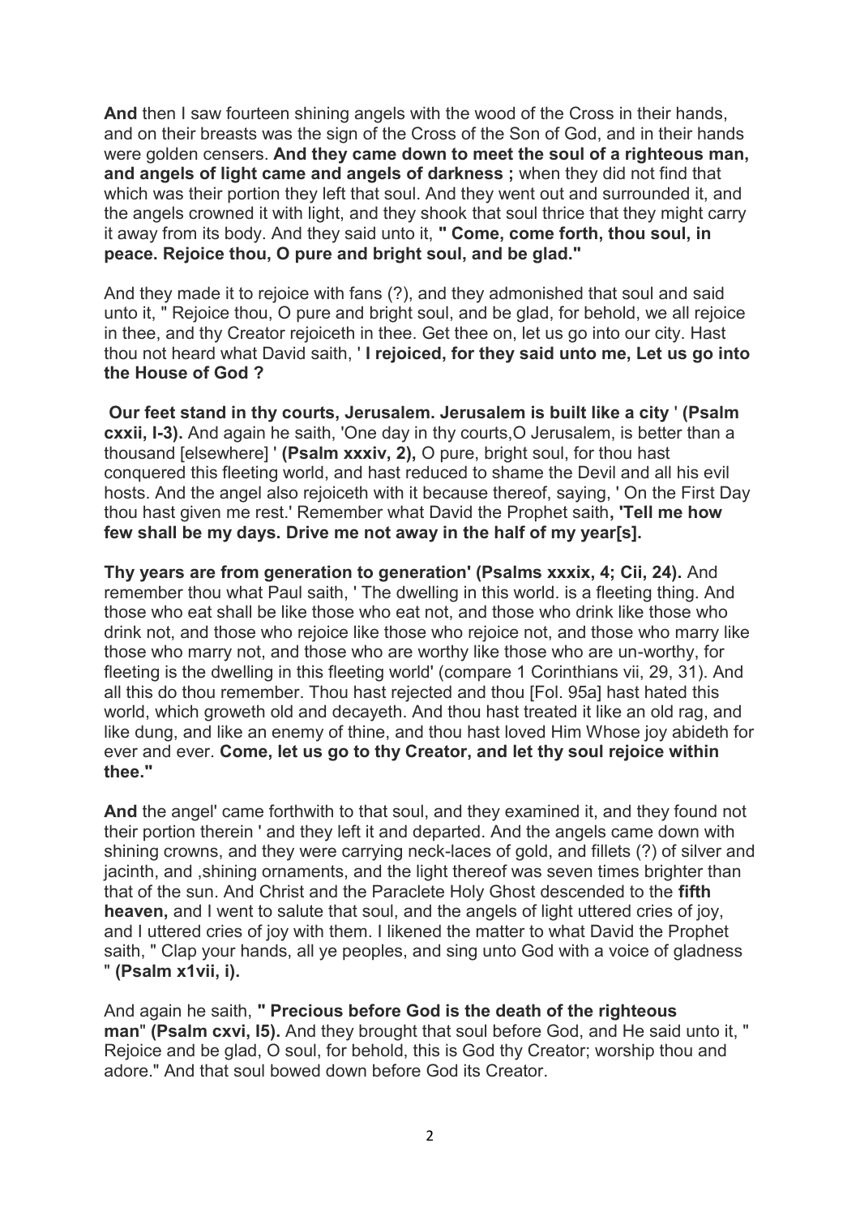**And** then I saw fourteen shining angels with the wood of the Cross in their hands, and on their breasts was the sign of the Cross of the Son of God, and in their hands were golden censers. **And they came down to meet the soul of a righteous man, and angels of light came and angels of darkness ;** when they did not find that which was their portion they left that soul. And they went out and surrounded it, and the angels crowned it with light, and they shook that soul thrice that they might carry it away from its body. And they said unto it, **" Come, come forth, thou soul, in peace. Rejoice thou, O pure and bright soul, and be glad."**

And they made it to rejoice with fans (?), and they admonished that soul and said unto it, " Rejoice thou, O pure and bright soul, and be glad, for behold, we all rejoice in thee, and thy Creator rejoiceth in thee. Get thee on, let us go into our city. Hast thou not heard what David saith, ' **I rejoiced, for they said unto me, Let us go into the House of God ?**

**Our feet stand in thy courts, Jerusalem. Jerusalem is built like a city** ' **(Psalm cxxii, I-3).** And again he saith, 'One day in thy courts,O Jerusalem, is better than a thousand [elsewhere] ' **(Psalm xxxiv, 2),** O pure, bright soul, for thou hast conquered this fleeting world, and hast reduced to shame the Devil and all his evil hosts. And the angel also rejoiceth with it because thereof, saying, ' On the First Day thou hast given me rest.' Remember what David the Prophet saith**, 'Tell me how few shall be my days. Drive me not away in the half of my year[s].**

**Thy years are from generation to generation' (Psalms xxxix, 4; Cii, 24).** And remember thou what Paul saith, ' The dwelling in this world. is a fleeting thing. And those who eat shall be like those who eat not, and those who drink like those who drink not, and those who rejoice like those who rejoice not, and those who marry like those who marry not, and those who are worthy like those who are un-worthy, for fleeting is the dwelling in this fleeting world' (compare 1 Corinthians vii, 29, 31). And all this do thou remember. Thou hast rejected and thou [Fol. 95a] hast hated this world, which groweth old and decayeth. And thou hast treated it like an old rag, and like dung, and like an enemy of thine, and thou hast loved Him Whose joy abideth for ever and ever. **Come, let us go to thy Creator, and let thy soul rejoice within thee."**

**And** the angel' came forthwith to that soul, and they examined it, and they found not their portion therein ' and they left it and departed. And the angels came down with shining crowns, and they were carrying neck-laces of gold, and fillets (?) of silver and jacinth, and ,shining ornaments, and the light thereof was seven times brighter than that of the sun. And Christ and the Paraclete Holy Ghost descended to the **fifth heaven,** and I went to salute that soul, and the angels of light uttered cries of joy, and I uttered cries of joy with them. I likened the matter to what David the Prophet saith, " Clap your hands, all ye peoples, and sing unto God with a voice of gladness " **(Psalm x1vii, i).**

And again he saith, **" Precious before God is the death of the righteous man" (Psalm cxvi, I5).** And they brought that soul before God, and He said unto it, " Rejoice and be glad, O soul, for behold, this is God thy Creator; worship thou and adore." And that soul bowed down before God its Creator.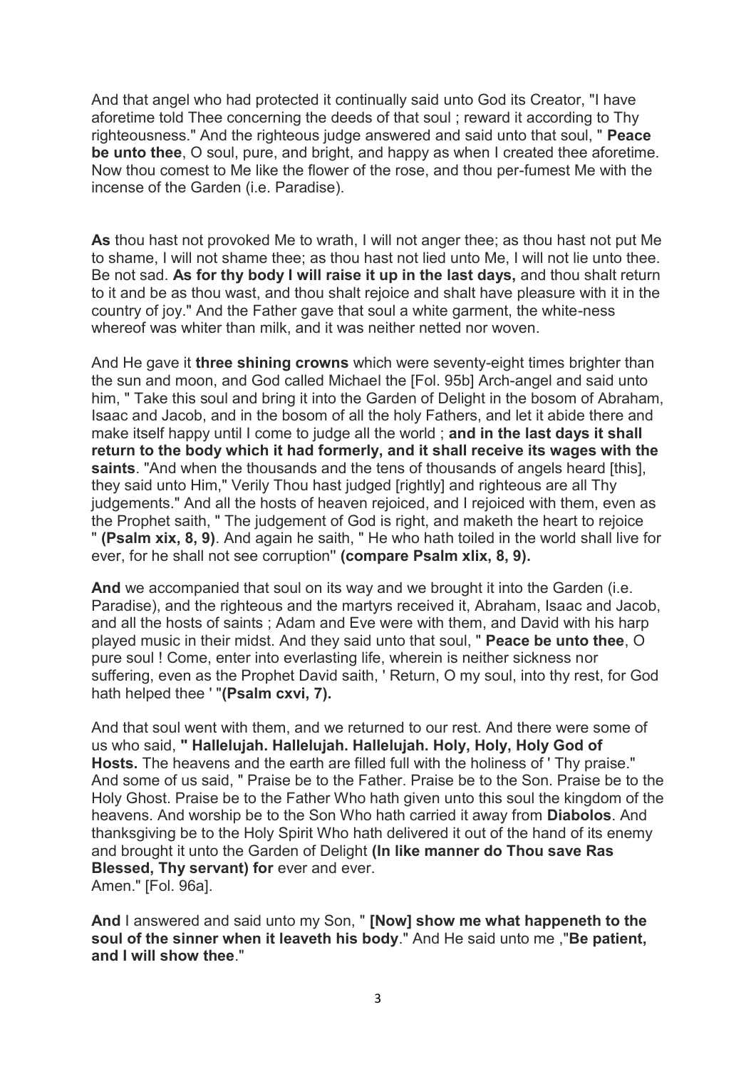And that angel who had protected it continually said unto God its Creator, "I have aforetime told Thee concerning the deeds of that soul ; reward it according to Thy righteousness." And the righteous judge answered and said unto that soul, " **Peace be unto thee**, O soul, pure, and bright, and happy as when I created thee aforetime. Now thou comest to Me like the flower of the rose, and thou per-fumest Me with the incense of the Garden (i.e. Paradise).

**As** thou hast not provoked Me to wrath, I will not anger thee; as thou hast not put Me to shame, I will not shame thee; as thou hast not lied unto Me, I will not lie unto thee. Be not sad. **As for thy body I will raise it up in the last days,** and thou shalt return to it and be as thou wast, and thou shalt rejoice and shalt have pleasure with it in the country of joy." And the Father gave that soul a white garment, the white-ness whereof was whiter than milk, and it was neither netted nor woven.

And He gave it **three shining crowns** which were seventy-eight times brighter than the sun and moon, and God called Michael the [Fol. 95b] Arch-angel and said unto him, " Take this soul and bring it into the Garden of Delight in the bosom of Abraham, Isaac and Jacob, and in the bosom of all the holy Fathers, and let it abide there and make itself happy until I come to judge all the world ; **and in the last days it shall return to the body which it had formerly, and it shall receive its wages with the saints**. "And when the thousands and the tens of thousands of angels heard [this], they said unto Him," Verily Thou hast judged [rightly] and righteous are all Thy judgements." And all the hosts of heaven rejoiced, and I rejoiced with them, even as the Prophet saith, " The judgement of God is right, and maketh the heart to rejoice " **(Psalm xix, 8, 9)**. And again he saith, " He who hath toiled in the world shall live for ever, for he shall not see corruption" **(compare Psalm xlix, 8, 9).**

**And** we accompanied that soul on its way and we brought it into the Garden (i.e. Paradise), and the righteous and the martyrs received it, Abraham, Isaac and Jacob, and all the hosts of saints ; Adam and Eve were with them, and David with his harp played music in their midst. And they said unto that soul, " **Peace be unto thee**, O pure soul ! Come, enter into everlasting life, wherein is neither sickness nor suffering, even as the Prophet David saith, ' Return, O my soul, into thy rest, for God hath helped thee ' "**(Psalm cxvi, 7).**

And that soul went with them, and we returned to our rest. And there were some of us who said, **" Hallelujah. Hallelujah. Hallelujah. Holy, Holy, Holy God of Hosts.** The heavens and the earth are filled full with the holiness of ' Thy praise." And some of us said, " Praise be to the Father. Praise be to the Son. Praise be to the Holy Ghost. Praise be to the Father Who hath given unto this soul the kingdom of the heavens. And worship be to the Son Who hath carried it away from **Diabolos**. And thanksgiving be to the Holy Spirit Who hath delivered it out of the hand of its enemy and brought it unto the Garden of Delight **(In like manner do Thou save Ras Blessed, Thy servant) for** ever and ever.
Amen." [Fol. 96a].

**And** I answered and said unto my Son, " **[Now] show me what happeneth to the soul of the sinner when it leaveth his body**." And He said unto me ,"**Be patient, and I will show thee**."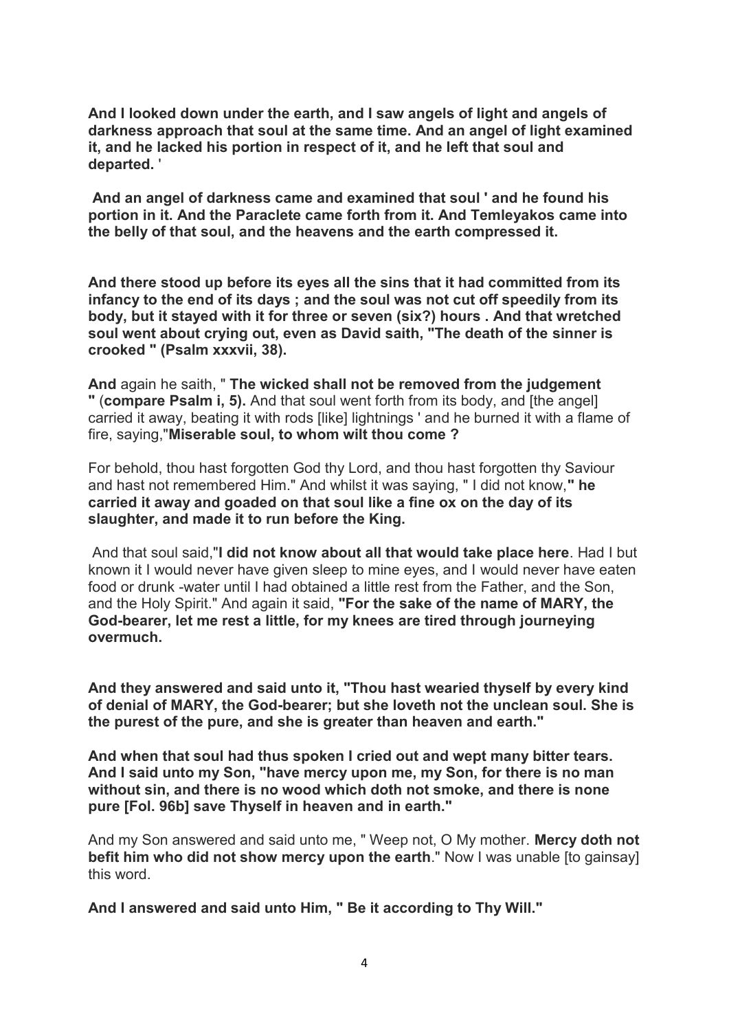**And I looked down under the earth, and I saw angels of light and angels of darkness approach that soul at the same time. And an angel of light examined it, and he lacked his portion in respect of it, and he left that soul and departed.** '

**And an angel of darkness came and examined that soul ' and he found his portion in it. And the Paraclete came forth from it. And Temleyakos came into the belly of that soul, and the heavens and the earth compressed it.**

**And there stood up before its eyes all the sins that it had committed from its infancy to the end of its days ; and the soul was not cut off speedily from its body, but it stayed with it for three or seven (six?) hours . And that wretched soul went about crying out, even as David saith, "The death of the sinner is crooked " (Psalm xxxvii, 38).**

**And** again he saith, " **The wicked shall not be removed from the judgement "** (**compare Psalm i, 5).** And that soul went forth from its body, and [the angel] carried it away, beating it with rods [like] lightnings ' and he burned it with a flame of fire, saying,"**Miserable soul, to whom wilt thou come ?**

For behold, thou hast forgotten God thy Lord, and thou hast forgotten thy Saviour and hast not remembered Him." And whilst it was saying, " I did not know,**" he carried it away and goaded on that soul like a fine ox on the day of its slaughter, and made it to run before the King.**

And that soul said,"**I did not know about all that would take place here**. Had I but known it I would never have given sleep to mine eyes, and I would never have eaten food or drunk -water until I had obtained a little rest from the Father, and the Son, and the Holy Spirit." And again it said, **"For the sake of the name of MARY, the God-bearer, let me rest a little, for my knees are tired through journeying overmuch.**

**And they answered and said unto it, "Thou hast wearied thyself by every kind of denial of MARY, the God-bearer; but she loveth not the unclean soul. She is the purest of the pure, and she is greater than heaven and earth."**

**And when that soul had thus spoken I cried out and wept many bitter tears. And I said unto my Son, "have mercy upon me, my Son, for there is no man without sin, and there is no wood which doth not smoke, and there is none pure [Fol. 96b] save Thyself in heaven and in earth."**

And my Son answered and said unto me, " Weep not, O My mother. **Mercy doth not befit him who did not show mercy upon the earth**." Now I was unable [to gainsay] this word.

**And I answered and said unto Him, " Be it according to Thy Will."**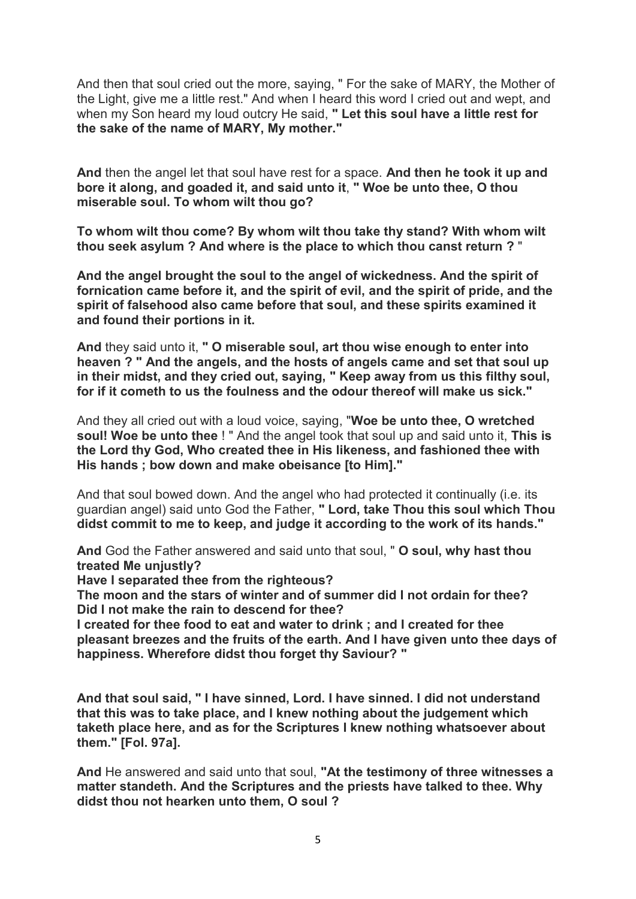And then that soul cried out the more, saying, " For the sake of MARY, the Mother of the Light, give me a little rest." And when I heard this word I cried out and wept, and when my Son heard my loud outcry He said, **" Let this soul have a little rest for the sake of the name of MARY, My mother."**

**And** then the angel let that soul have rest for a space. **And then he took it up and bore it along, and goaded it, and said unto it**, **" Woe be unto thee, O thou miserable soul. To whom wilt thou go?**

**To whom wilt thou come? By whom wilt thou take thy stand? With whom wilt thou seek asylum ? And where is the place to which thou canst return ?** "

**And the angel brought the soul to the angel of wickedness. And the spirit of fornication came before it, and the spirit of evil, and the spirit of pride, and the spirit of falsehood also came before that soul, and these spirits examined it and found their portions in it.**

**And** they said unto it, **" O miserable soul, art thou wise enough to enter into heaven ? " And the angels, and the hosts of angels came and set that soul up in their midst, and they cried out, saying, " Keep away from us this filthy soul, for if it cometh to us the foulness and the odour thereof will make us sick."**

And they all cried out with a loud voice, saying, "**Woe be unto thee, O wretched soul! Woe be unto thee** ! " And the angel took that soul up and said unto it, **This is the Lord thy God, Who created thee in His likeness, and fashioned thee with His hands ; bow down and make obeisance [to Him]."**

And that soul bowed down. And the angel who had protected it continually (i.e. its guardian angel) said unto God the Father, **" Lord, take Thou this soul which Thou didst commit to me to keep, and judge it according to the work of its hands."**

**And** God the Father answered and said unto that soul, " **O soul, why hast thou treated Me unjustly?**
**Have I separated thee from the righteous?**
**The moon and the stars of winter and of summer did I not ordain for thee?**
**Did I not make the rain to descend for thee?**
**I created for thee food to eat and water to drink ; and I created for thee pleasant breezes and the fruits of the earth. And I have given unto thee days of happiness. Wherefore didst thou forget thy Saviour? "**

**And that soul said, " I have sinned, Lord. I have sinned. I did not understand that this was to take place, and I knew nothing about the judgement which taketh place here, and as for the Scriptures I knew nothing whatsoever about them." [Fol. 97a].**

**And** He answered and said unto that soul, **"At the testimony of three witnesses a matter standeth. And the Scriptures and the priests have talked to thee. Why didst thou not hearken unto them, O soul ?**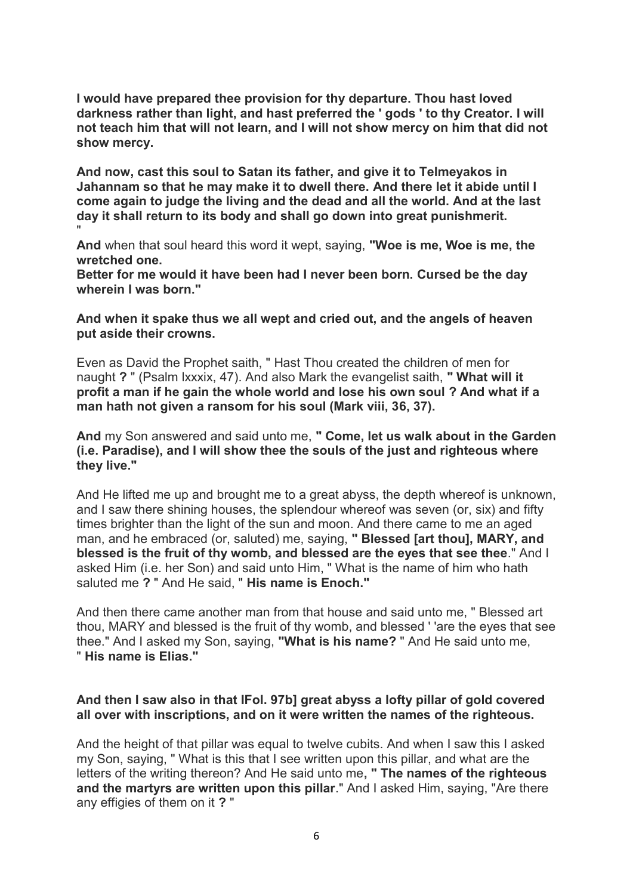**I would have prepared thee provision for thy departure. Thou hast loved darkness rather than light, and hast preferred the ' gods ' to thy Creator. I will not teach him that will not learn, and I will not show mercy on him that did not show mercy.**

**And now, cast this soul to Satan its father, and give it to Telmeyakos in Jahannam so that he may make it to dwell there. And there let it abide until I come again to judge the living and the dead and all the world. And at the last day it shall return to its body and shall go down into great punishmerit.**
"

**And** when that soul heard this word it wept, saying, **"Woe is me, Woe is me, the wretched one.**
**Better for me would it have been had I never been born. Cursed be the day wherein I was born."**

**And when it spake thus we all wept and cried out, and the angels of heaven put aside their crowns.**

Even as David the Prophet saith, " Hast Thou created the children of men for naught **?** " (Psalm lxxxix, 47). And also Mark the evangelist saith, **" What will it profit a man if he gain the whole world and lose his own soul ? And what if a man hath not given a ransom for his soul (Mark viii, 36, 37).**

**And** my Son answered and said unto me, **" Come, let us walk about in the Garden (i.e. Paradise), and I will show thee the souls of the just and righteous where they live."**

And He lifted me up and brought me to a great abyss, the depth whereof is unknown, and I saw there shining houses, the splendour whereof was seven (or, six) and fifty times brighter than the light of the sun and moon. And there came to me an aged man, and he embraced (or, saluted) me, saying, **" Blessed [art thou], MARY, and blessed is the fruit of thy womb, and blessed are the eyes that see thee**." And I asked Him (i.e. her Son) and said unto Him, " What is the name of him who hath saluted me **?** " And He said, " **His name is Enoch."**

And then there came another man from that house and said unto me, " Blessed art thou, MARY and blessed is the fruit of thy womb, and blessed ' 'are the eyes that see thee." And I asked my Son, saying, **"What is his name?** " And He said unto me, " **His name is Elias."**

**And then I saw also in that IFol. 97b] great abyss a lofty pillar of gold covered all over with inscriptions, and on it were written the names of the righteous.**

And the height of that pillar was equal to twelve cubits. And when I saw this I asked my Son, saying, " What is this that I see written upon this pillar, and what are the letters of the writing thereon? And He said unto me**, " The names of the righteous and the martyrs are written upon this pillar**." And I asked Him, saying, "Are there any effigies of them on it **?** "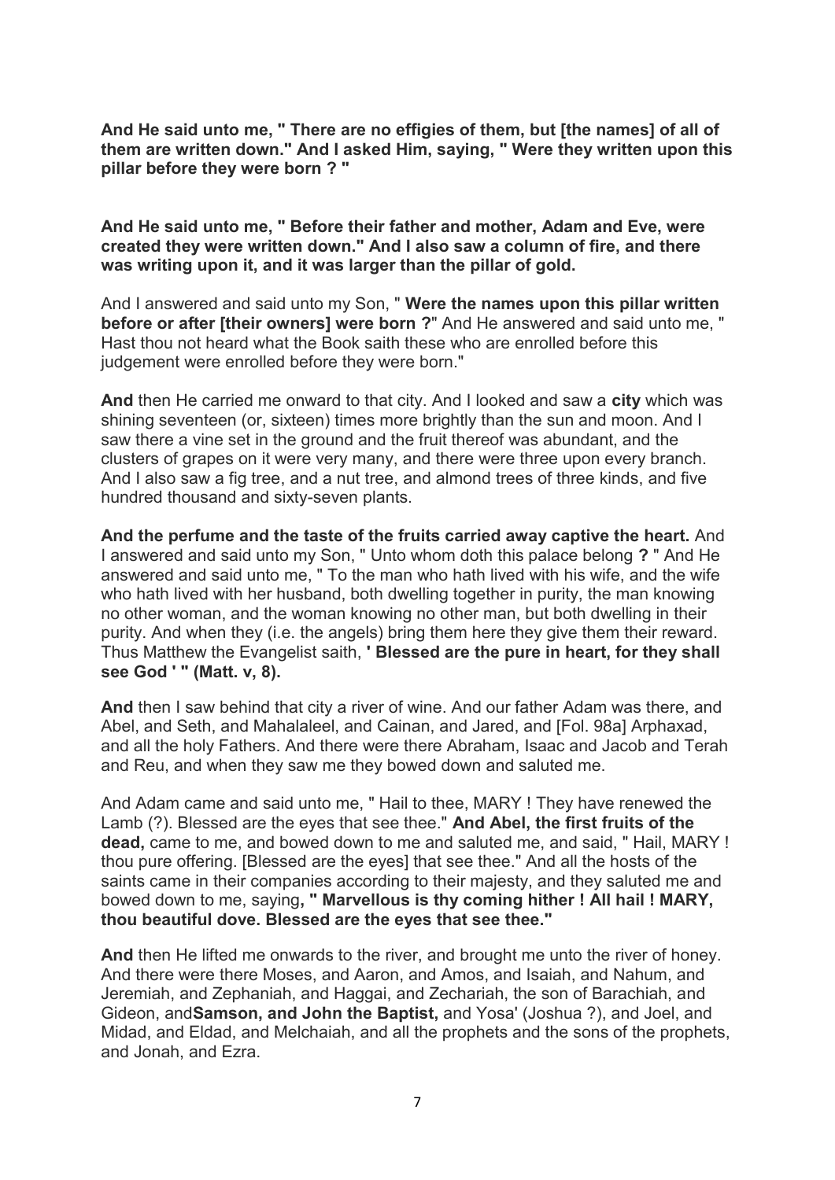**And He said unto me, " There are no effigies of them, but [the names] of all of them are written down." And I asked Him, saying, " Were they written upon this pillar before they were born ? "**

**And He said unto me, " Before their father and mother, Adam and Eve, were created they were written down." And I also saw a column of fire, and there was writing upon it, and it was larger than the pillar of gold.**

And I answered and said unto my Son, " **Were the names upon this pillar written before or after [their owners] were born ?**" And He answered and said unto me, " Hast thou not heard what the Book saith these who are enrolled before this judgement were enrolled before they were born."

**And** then He carried me onward to that city. And I looked and saw a **city** which was shining seventeen (or, sixteen) times more brightly than the sun and moon. And I saw there a vine set in the ground and the fruit thereof was abundant, and the clusters of grapes on it were very many, and there were three upon every branch. And I also saw a fig tree, and a nut tree, and almond trees of three kinds, and five hundred thousand and sixty-seven plants.

**And the perfume and the taste of the fruits carried away captive the heart.** And I answered and said unto my Son, " Unto whom doth this palace belong **?** " And He answered and said unto me, " To the man who hath lived with his wife, and the wife who hath lived with her husband, both dwelling together in purity, the man knowing no other woman, and the woman knowing no other man, but both dwelling in their purity. And when they (i.e. the angels) bring them here they give them their reward. Thus Matthew the Evangelist saith, **' Blessed are the pure in heart, for they shall see God ' " (Matt. v, 8).**

**And** then I saw behind that city a river of wine. And our father Adam was there, and Abel, and Seth, and Mahalaleel, and Cainan, and Jared, and [Fol. 98a] Arphaxad, and all the holy Fathers. And there were there Abraham, Isaac and Jacob and Terah and Reu, and when they saw me they bowed down and saluted me.

And Adam came and said unto me, " Hail to thee, MARY ! They have renewed the Lamb (?). Blessed are the eyes that see thee." **And Abel, the first fruits of the dead,** came to me, and bowed down to me and saluted me, and said, " Hail, MARY ! thou pure offering. [Blessed are the eyes] that see thee." And all the hosts of the saints came in their companies according to their majesty, and they saluted me and bowed down to me, saying**, " Marvellous is thy coming hither ! All hail ! MARY, thou beautiful dove. Blessed are the eyes that see thee."**

**And** then He lifted me onwards to the river, and brought me unto the river of honey. And there were there Moses, and Aaron, and Amos, and Isaiah, and Nahum, and Jeremiah, and Zephaniah, and Haggai, and Zechariah, the son of Barachiah, and Gideon, and**Samson, and John the Baptist,** and Yosa' (Joshua ?), and Joel, and Midad, and Eldad, and Melchaiah, and all the prophets and the sons of the prophets, and Jonah, and Ezra.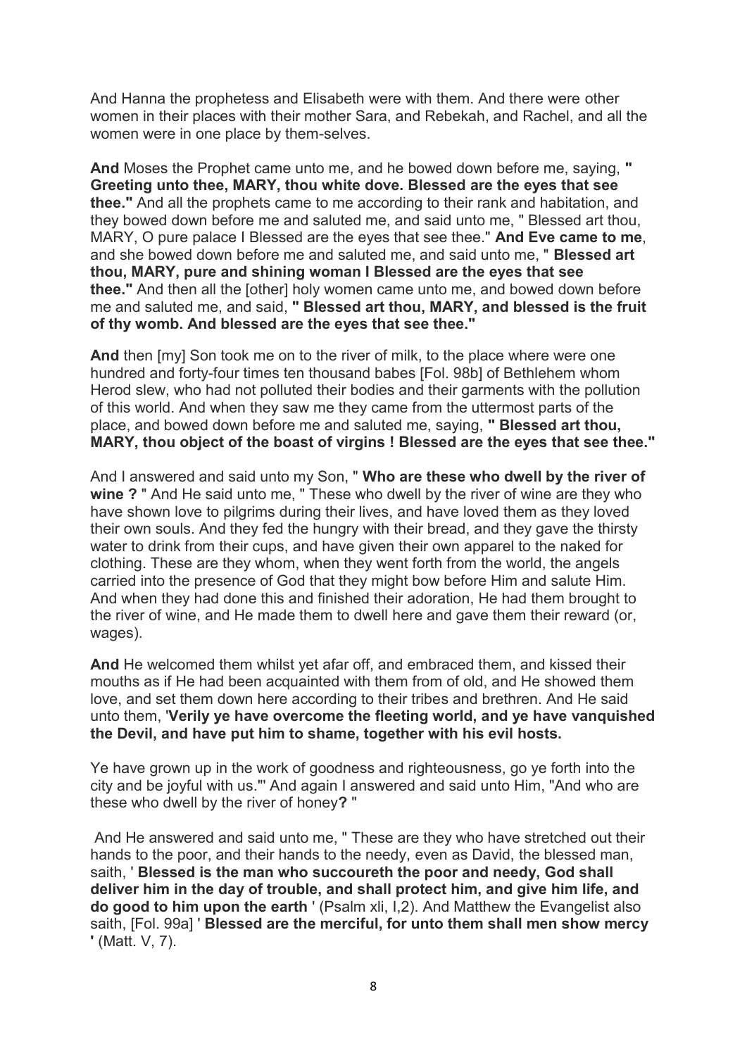And Hanna the prophetess and Elisabeth were with them. And there were other women in their places with their mother Sara, and Rebekah, and Rachel, and all the women were in one place by them-selves.

**And** Moses the Prophet came unto me, and he bowed down before me, saying, **" Greeting unto thee, MARY, thou white dove. Blessed are the eyes that see thee."** And all the prophets came to me according to their rank and habitation, and they bowed down before me and saluted me, and said unto me, " Blessed art thou, MARY, O pure palace I Blessed are the eyes that see thee." **And Eve came to me**, and she bowed down before me and saluted me, and said unto me, " **Blessed art thou, MARY, pure and shining woman I Blessed are the eyes that see thee."** And then all the [other] holy women came unto me, and bowed down before me and saluted me, and said, **" Blessed art thou, MARY, and blessed is the fruit of thy womb. And blessed are the eyes that see thee."**

**And** then [my] Son took me on to the river of milk, to the place where were one hundred and forty-four times ten thousand babes [Fol. 98b] of Bethlehem whom Herod slew, who had not polluted their bodies and their garments with the pollution of this world. And when they saw me they came from the uttermost parts of the place, and bowed down before me and saluted me, saying, **" Blessed art thou, MARY, thou object of the boast of virgins ! Blessed are the eyes that see thee."**

And I answered and said unto my Son, " **Who are these who dwell by the river of wine ?** " And He said unto me, " These who dwell by the river of wine are they who have shown love to pilgrims during their lives, and have loved them as they loved their own souls. And they fed the hungry with their bread, and they gave the thirsty water to drink from their cups, and have given their own apparel to the naked for clothing. These are they whom, when they went forth from the world, the angels carried into the presence of God that they might bow before Him and salute Him. And when they had done this and finished their adoration, He had them brought to the river of wine, and He made them to dwell here and gave them their reward (or, wages).

**And** He welcomed them whilst yet afar off, and embraced them, and kissed their mouths as if He had been acquainted with them from of old, and He showed them love, and set them down here according to their tribes and brethren. And He said unto them, '**Verily ye have overcome the fleeting world, and ye have vanquished the Devil, and have put him to shame, together with his evil hosts.**

Ye have grown up in the work of goodness and righteousness, go ye forth into the city and be joyful with us."' And again I answered and said unto Him, "And who are these who dwell by the river of honey**? "**

And He answered and said unto me, " These are they who have stretched out their hands to the poor, and their hands to the needy, even as David, the blessed man, saith, ' **Blessed is the man who succoureth the poor and needy, God shall deliver him in the day of trouble, and shall protect him, and give him life, and do good to him upon the earth** ' (Psalm xli, I,2). And Matthew the Evangelist also saith, [Fol. 99a] ' **Blessed are the merciful, for unto them shall men show mercy '** (Matt. V, 7).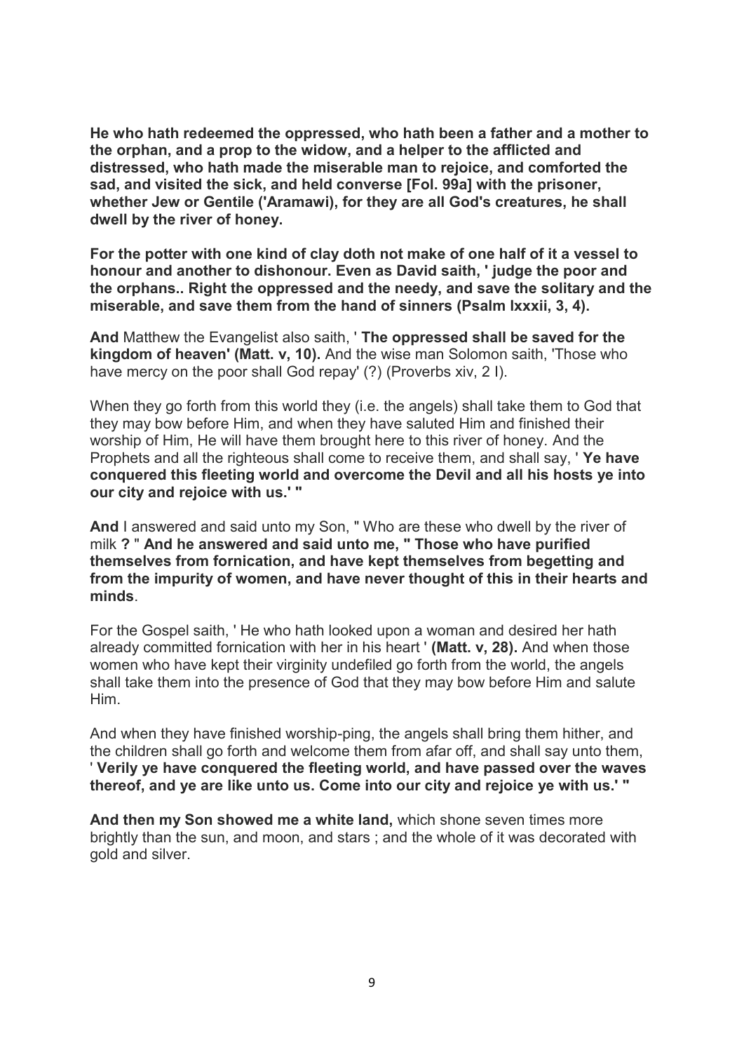**He who hath redeemed the oppressed, who hath been a father and a mother to the orphan, and a prop to the widow, and a helper to the afflicted and distressed, who hath made the miserable man to rejoice, and comforted the sad, and visited the sick, and held converse [Fol. 99a] with the prisoner, whether Jew or Gentile ('Aramawi), for they are all God's creatures, he shall dwell by the river of honey.**

**For the potter with one kind of clay doth not make of one half of it a vessel to honour and another to dishonour. Even as David saith, ' judge the poor and the orphans.. Right the oppressed and the needy, and save the solitary and the miserable, and save them from the hand of sinners (Psalm lxxxii, 3, 4).**

**And** Matthew the Evangelist also saith, ' **The oppressed shall be saved for the kingdom of heaven' (Matt. v, 10).** And the wise man Solomon saith, 'Those who have mercy on the poor shall God repay' (?) (Proverbs xiv, 2 I).

When they go forth from this world they (i.e. the angels) shall take them to God that they may bow before Him, and when they have saluted Him and finished their worship of Him, He will have them brought here to this river of honey. And the Prophets and all the righteous shall come to receive them, and shall say, ' **Ye have conquered this fleeting world and overcome the Devil and all his hosts ye into our city and rejoice with us.' "**

**And** I answered and said unto my Son, " Who are these who dwell by the river of milk **?** " **And he answered and said unto me, " Those who have purified themselves from fornication, and have kept themselves from begetting and from the impurity of women, and have never thought of this in their hearts and minds**.

For the Gospel saith, ' He who hath looked upon a woman and desired her hath already committed fornication with her in his heart ' **(Matt. v, 28).** And when those women who have kept their virginity undefiled go forth from the world, the angels shall take them into the presence of God that they may bow before Him and salute Him.

And when they have finished worship-ping, the angels shall bring them hither, and the children shall go forth and welcome them from afar off, and shall say unto them, ' **Verily ye have conquered the fleeting world, and have passed over the waves thereof, and ye are like unto us. Come into our city and rejoice ye with us.' "**

**And then my Son showed me a white land,** which shone seven times more brightly than the sun, and moon, and stars ; and the whole of it was decorated with gold and silver.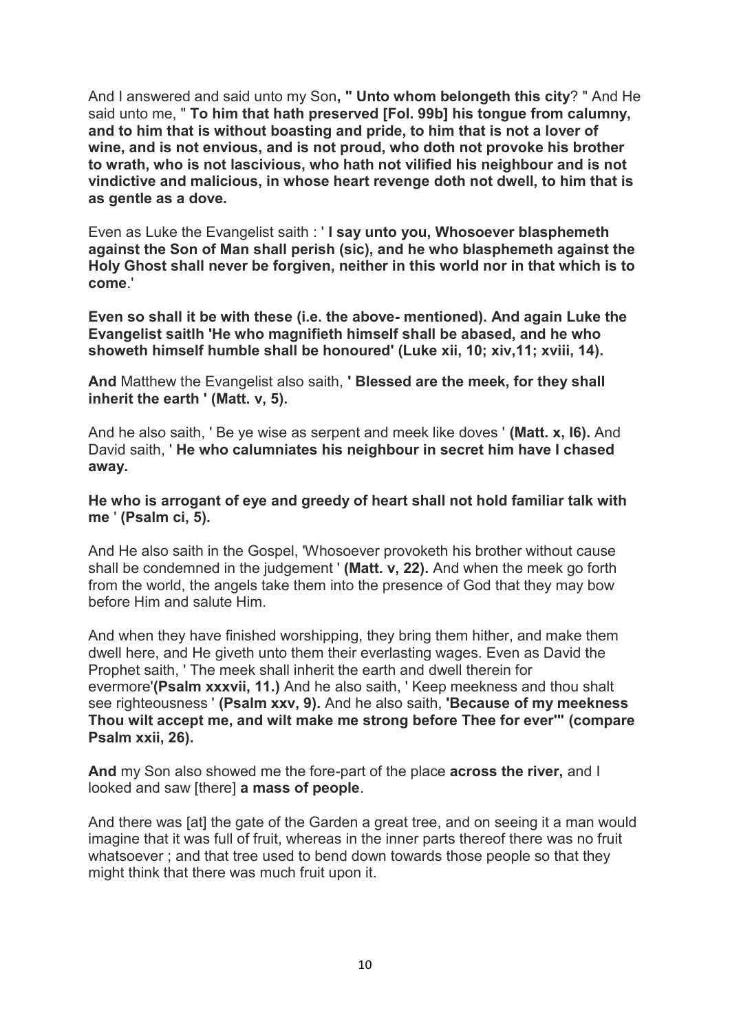And I answered and said unto my Son**, " Unto whom belongeth this city**? " And He said unto me, " **To him that hath preserved [Fol. 99b] his tongue from calumny, and to him that is without boasting and pride, to him that is not a lover of wine, and is not envious, and is not proud, who doth not provoke his brother to wrath, who is not lascivious, who hath not vilified his neighbour and is not vindictive and malicious, in whose heart revenge doth not dwell, to him that is as gentle as a dove.**

Even as Luke the Evangelist saith : ' **I say unto you, Whosoever blasphemeth against the Son of Man shall perish (sic), and he who blasphemeth against the Holy Ghost shall never be forgiven, neither in this world nor in that which is to come**.'

**Even so shall it be with these (i.e. the above- mentioned). And again Luke the Evangelist saitlh 'He who magnifieth himself shall be abased, and he who showeth himself humble shall be honoured' (Luke xii, 10; xiv,11; xviii, 14).**

**And** Matthew the Evangelist also saith, **' Blessed are the meek, for they shall inherit the earth ' (Matt. v, 5).**

And he also saith, ' Be ye wise as serpent and meek like doves ' **(Matt. x, l6).** And David saith, ' **He who calumniates his neighbour in secret him have I chased away.**

**He who is arrogant of eye and greedy of heart shall not hold familiar talk with me** ' **(Psalm ci, 5).**

And He also saith in the Gospel, 'Whosoever provoketh his brother without cause shall be condemned in the judgement ' **(Matt. v, 22).** And when the meek go forth from the world, the angels take them into the presence of God that they may bow before Him and salute Him.

And when they have finished worshipping, they bring them hither, and make them dwell here, and He giveth unto them their everlasting wages. Even as David the Prophet saith, ' The meek shall inherit the earth and dwell therein for evermore'**(Psalm xxxvii, 11.)** And he also saith, ' Keep meekness and thou shalt see righteousness ' **(Psalm xxv, 9).** And he also saith, **'Because of my meekness Thou wilt accept me, and wilt make me strong before Thee for ever'" (compare Psalm xxii, 26).**

**And** my Son also showed me the fore-part of the place **across the river,** and I looked and saw [there] **a mass of people**.

And there was [at] the gate of the Garden a great tree, and on seeing it a man would imagine that it was full of fruit, whereas in the inner parts thereof there was no fruit whatsoever ; and that tree used to bend down towards those people so that they might think that there was much fruit upon it.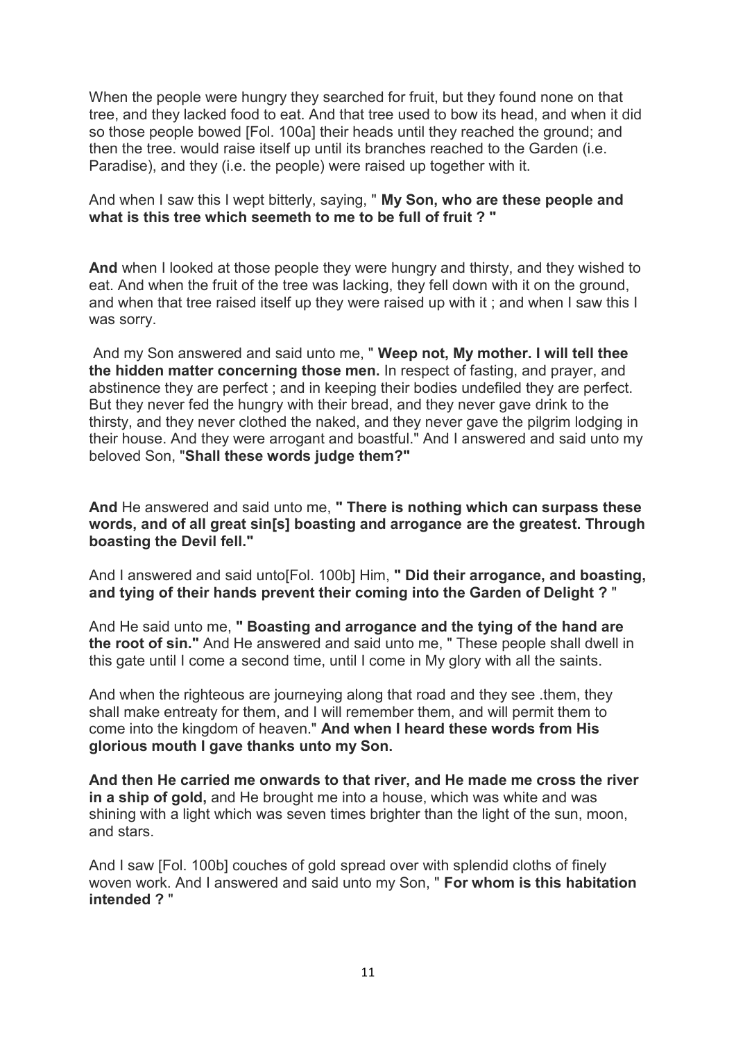When the people were hungry they searched for fruit, but they found none on that tree, and they lacked food to eat. And that tree used to bow its head, and when it did so those people bowed [Fol. 100a] their heads until they reached the ground; and then the tree. would raise itself up until its branches reached to the Garden (i.e. Paradise), and they (i.e. the people) were raised up together with it.

And when I saw this I wept bitterly, saying, " **My Son, who are these people and what is this tree which seemeth to me to be full of fruit ? "**

**And** when I looked at those people they were hungry and thirsty, and they wished to eat. And when the fruit of the tree was lacking, they fell down with it on the ground, and when that tree raised itself up they were raised up with it ; and when I saw this I was sorry.

And my Son answered and said unto me, " **Weep not, My mother. I will tell thee the hidden matter concerning those men.** In respect of fasting, and prayer, and abstinence they are perfect ; and in keeping their bodies undefiled they are perfect. But they never fed the hungry with their bread, and they never gave drink to the thirsty, and they never clothed the naked, and they never gave the pilgrim lodging in their house. And they were arrogant and boastful." And I answered and said unto my beloved Son, "**Shall these words judge them?"**

**And** He answered and said unto me, **" There is nothing which can surpass these words, and of all great sin[s] boasting and arrogance are the greatest. Through boasting the Devil fell."**

And I answered and said unto[Fol. 100b] Him, **" Did their arrogance, and boasting, and tying of their hands prevent their coming into the Garden of Delight ?** "

And He said unto me, **" Boasting and arrogance and the tying of the hand are the root of sin."** And He answered and said unto me, " These people shall dwell in this gate until I come a second time, until I come in My glory with all the saints.

And when the righteous are journeying along that road and they see .them, they shall make entreaty for them, and I will remember them, and will permit them to come into the kingdom of heaven." **And when I heard these words from His glorious mouth I gave thanks unto my Son.**

**And then He carried me onwards to that river, and He made me cross the river in a ship of gold,** and He brought me into a house, which was white and was shining with a light which was seven times brighter than the light of the sun, moon, and stars.

And I saw [Fol. 100b] couches of gold spread over with splendid cloths of finely woven work. And I answered and said unto my Son, " **For whom is this habitation intended ?** "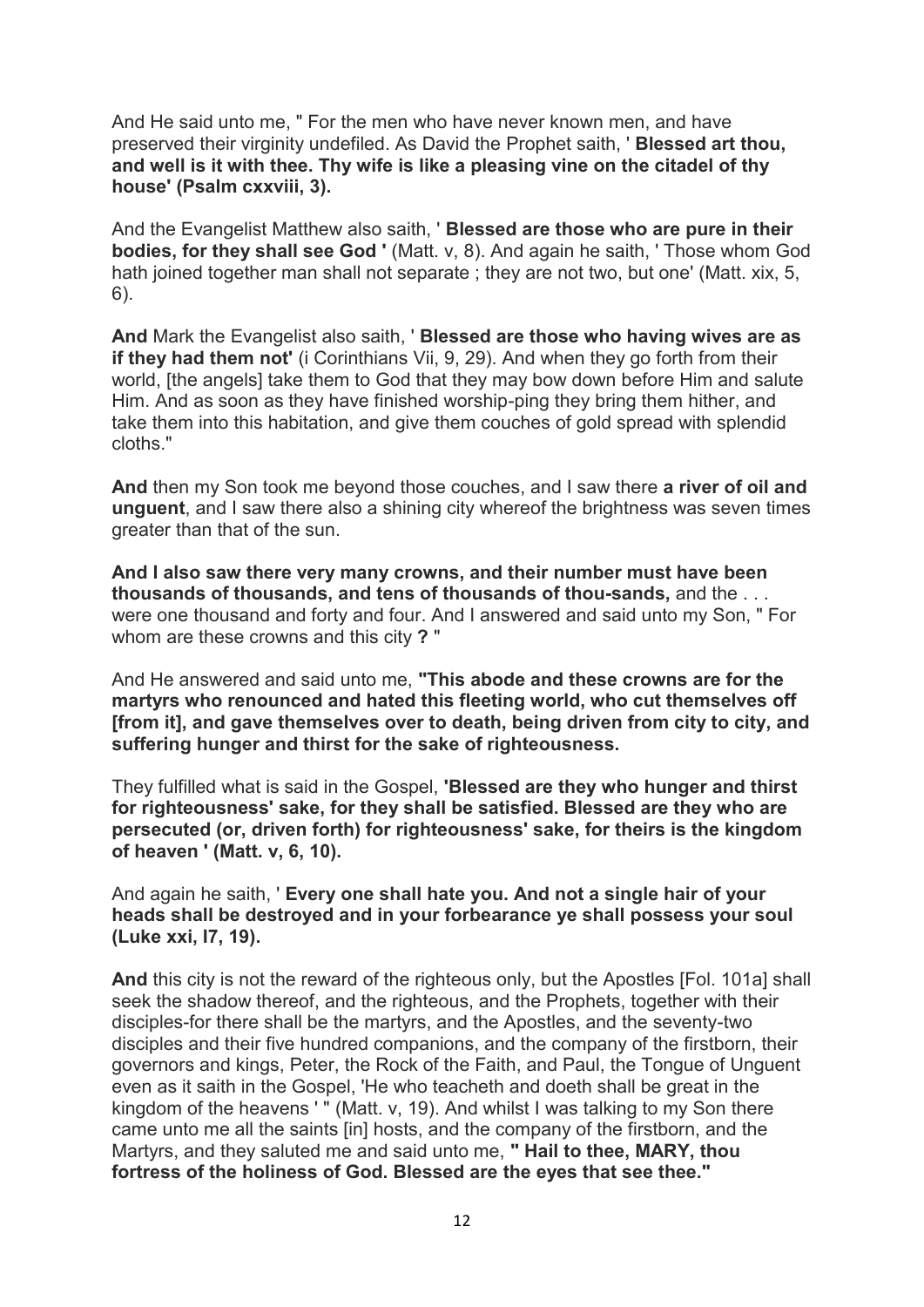And He said unto me, " For the men who have never known men, and have preserved their virginity undefiled. As David the Prophet saith, ' **Blessed art thou, and well is it with thee. Thy wife is like a pleasing vine on the citadel of thy house' (Psalm cxxviii, 3).**

And the Evangelist Matthew also saith, ' **Blessed are those who are pure in their bodies, for they shall see God '** (Matt. v, 8). And again he saith, ' Those whom God hath joined together man shall not separate ; they are not two, but one' (Matt. xix, 5, 6).

**And** Mark the Evangelist also saith, ' **Blessed are those who having wives are as if they had them not'** (i Corinthians Vii, 9, 29). And when they go forth from their world, [the angels] take them to God that they may bow down before Him and salute Him. And as soon as they have finished worship-ping they bring them hither, and take them into this habitation, and give them couches of gold spread with splendid cloths."

**And** then my Son took me beyond those couches, and I saw there **a river of oil and unguent**, and I saw there also a shining city whereof the brightness was seven times greater than that of the sun.

**And I also saw there very many crowns, and their number must have been thousands of thousands, and tens of thousands of thou-sands,** and the . . . were one thousand and forty and four. And I answered and said unto my Son, " For whom are these crowns and this city **?** "

And He answered and said unto me, **"This abode and these crowns are for the martyrs who renounced and hated this fleeting world, who cut themselves off [from it], and gave themselves over to death, being driven from city to city, and suffering hunger and thirst for the sake of righteousness.**

They fulfilled what is said in the Gospel, **'Blessed are they who hunger and thirst for righteousness' sake, for they shall be satisfied. Blessed are they who are persecuted (or, driven forth) for righteousness' sake, for theirs is the kingdom of heaven ' (Matt. v, 6, 10).**

And again he saith, ' **Every one shall hate you. And not a single hair of your heads shall be destroyed and in your forbearance ye shall possess your soul (Luke xxi, l7, 19).**

**And** this city is not the reward of the righteous only, but the Apostles [Fol. 101a] shall seek the shadow thereof, and the righteous, and the Prophets, together with their disciples-for there shall be the martyrs, and the Apostles, and the seventy-two disciples and their five hundred companions, and the company of the firstborn, their governors and kings, Peter, the Rock of the Faith, and Paul, the Tongue of Unguent even as it saith in the Gospel, 'He who teacheth and doeth shall be great in the kingdom of the heavens ' " (Matt. v, 19). And whilst I was talking to my Son there came unto me all the saints [in] hosts, and the company of the firstborn, and the Martyrs, and they saluted me and said unto me, **" Hail to thee, MARY, thou fortress of the holiness of God. Blessed are the eyes that see thee."**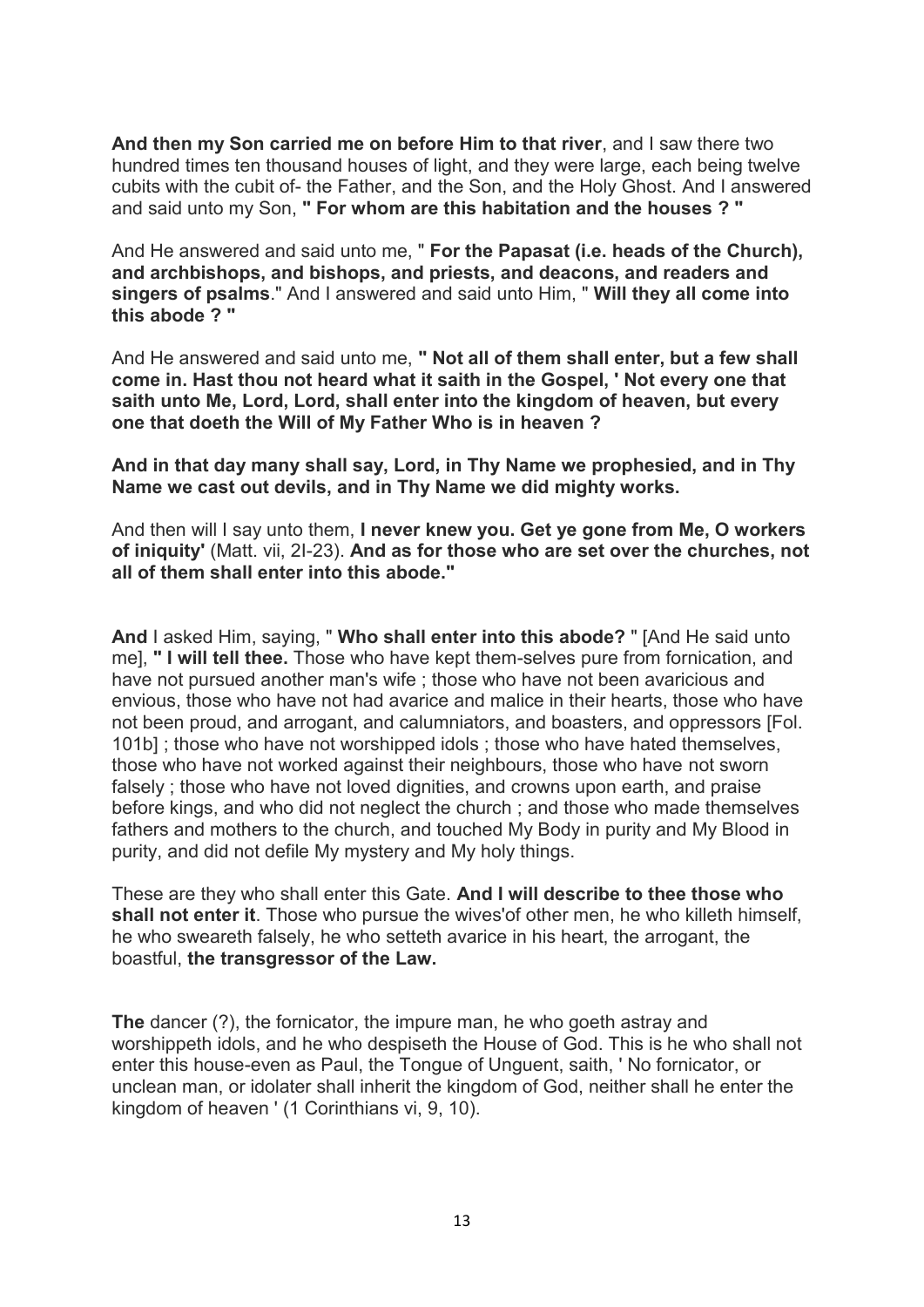**And then my Son carried me on before Him to that river**, and I saw there two hundred times ten thousand houses of light, and they were large, each being twelve cubits with the cubit of- the Father, and the Son, and the Holy Ghost. And I answered and said unto my Son, **" For whom are this habitation and the houses ? "**

And He answered and said unto me, " **For the Papasat (i.e. heads of the Church), and archbishops, and bishops, and priests, and deacons, and readers and singers of psalms**." And I answered and said unto Him, " **Will they all come into this abode ? "**

And He answered and said unto me, **" Not all of them shall enter, but a few shall come in. Hast thou not heard what it saith in the Gospel, ' Not every one that saith unto Me, Lord, Lord, shall enter into the kingdom of heaven, but every one that doeth the Will of My Father Who is in heaven ?**

**And in that day many shall say, Lord, in Thy Name we prophesied, and in Thy Name we cast out devils, and in Thy Name we did mighty works.**

And then will I say unto them, **I never knew you. Get ye gone from Me, O workers of iniquity'** (Matt. vii, 2I-23). **And as for those who are set over the churches, not all of them shall enter into this abode."**

**And** I asked Him, saying, " **Who shall enter into this abode?** " [And He said unto me], **" I will tell thee.** Those who have kept them-selves pure from fornication, and have not pursued another man's wife ; those who have not been avaricious and envious, those who have not had avarice and malice in their hearts, those who have not been proud, and arrogant, and calumniators, and boasters, and oppressors [Fol. 101b] ; those who have not worshipped idols ; those who have hated themselves, those who have not worked against their neighbours, those who have not sworn falsely ; those who have not loved dignities, and crowns upon earth, and praise before kings, and who did not neglect the church ; and those who made themselves fathers and mothers to the church, and touched My Body in purity and My Blood in purity, and did not defile My mystery and My holy things.

These are they who shall enter this Gate. **And I will describe to thee those who shall not enter it**. Those who pursue the wives'of other men, he who killeth himself, he who sweareth falsely, he who setteth avarice in his heart, the arrogant, the boastful, **the transgressor of the Law.**

**The** dancer (?), the fornicator, the impure man, he who goeth astray and worshippeth idols, and he who despiseth the House of God. This is he who shall not enter this house-even as Paul, the Tongue of Unguent, saith, ' No fornicator, or unclean man, or idolater shall inherit the kingdom of God, neither shall he enter the kingdom of heaven ' (1 Corinthians vi, 9, 10).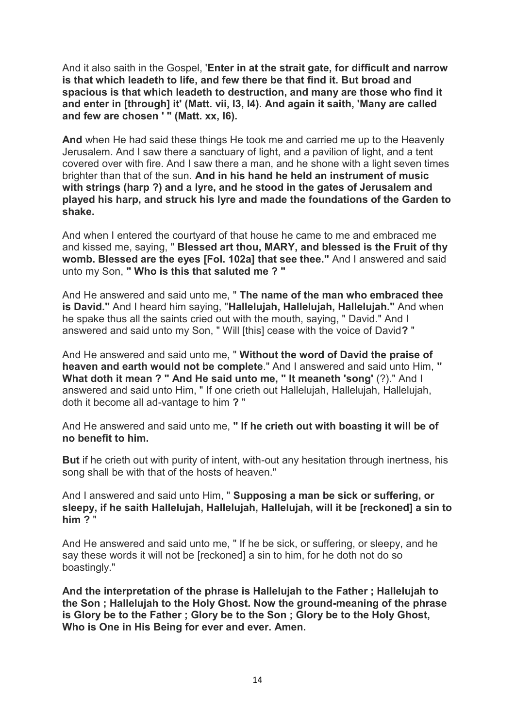And it also saith in the Gospel, '**Enter in at the strait gate, for difficult and narrow is that which leadeth to life, and few there be that find it. But broad and spacious is that which leadeth to destruction, and many are those who find it and enter in [through] it' (Matt. vii, l3, l4). And again it saith, 'Many are called and few are chosen ' " (Matt. xx, l6).**

**And** when He had said these things He took me and carried me up to the Heavenly Jerusalem. And I saw there a sanctuary of light, and a pavilion of light, and a tent covered over with fire. And I saw there a man, and he shone with a light seven times brighter than that of the sun. **And in his hand he held an instrument of music with strings (harp ?) and a lyre, and he stood in the gates of Jerusalem and played his harp, and struck his lyre and made the foundations of the Garden to shake.**

And when I entered the courtyard of that house he came to me and embraced me and kissed me, saying, " **Blessed art thou, MARY, and blessed is the Fruit of thy womb. Blessed are the eyes [Fol. 102a] that see thee."** And I answered and said unto my Son, **" Who is this that saluted me ? "**

And He answered and said unto me, " **The name of the man who embraced thee is David."** And I heard him saying, "**Hallelujah, Hallelujah, Hallelujah."** And when he spake thus all the saints cried out with the mouth, saying, " David." And I answered and said unto my Son, " Will [this] cease with the voice of David**?** "

And He answered and said unto me, " **Without the word of David the praise of heaven and earth would not be complete**." And I answered and said unto Him, **" What doth it mean ? " And He said unto me, " It meaneth 'song'** (?)." And I answered and said unto Him, " If one crieth out Hallelujah, Hallelujah, Hallelujah, doth it become all ad-vantage to him **?** "

And He answered and said unto me, **" If he crieth out with boasting it will be of no benefit to him.**

**But** if he crieth out with purity of intent, with-out any hesitation through inertness, his song shall be with that of the hosts of heaven."

And I answered and said unto Him, " **Supposing a man be sick or suffering, or sleepy, if he saith Hallelujah, Hallelujah, Hallelujah, will it be [reckoned] a sin to him ?** "

And He answered and said unto me, " If he be sick, or suffering, or sleepy, and he say these words it will not be [reckoned] a sin to him, for he doth not do so boastingly."

**And the interpretation of the phrase is Hallelujah to the Father ; Hallelujah to the Son ; Hallelujah to the Holy Ghost. Now the ground-meaning of the phrase is Glory be to the Father ; Glory be to the Son ; Glory be to the Holy Ghost, Who is One in His Being for ever and ever. Amen.**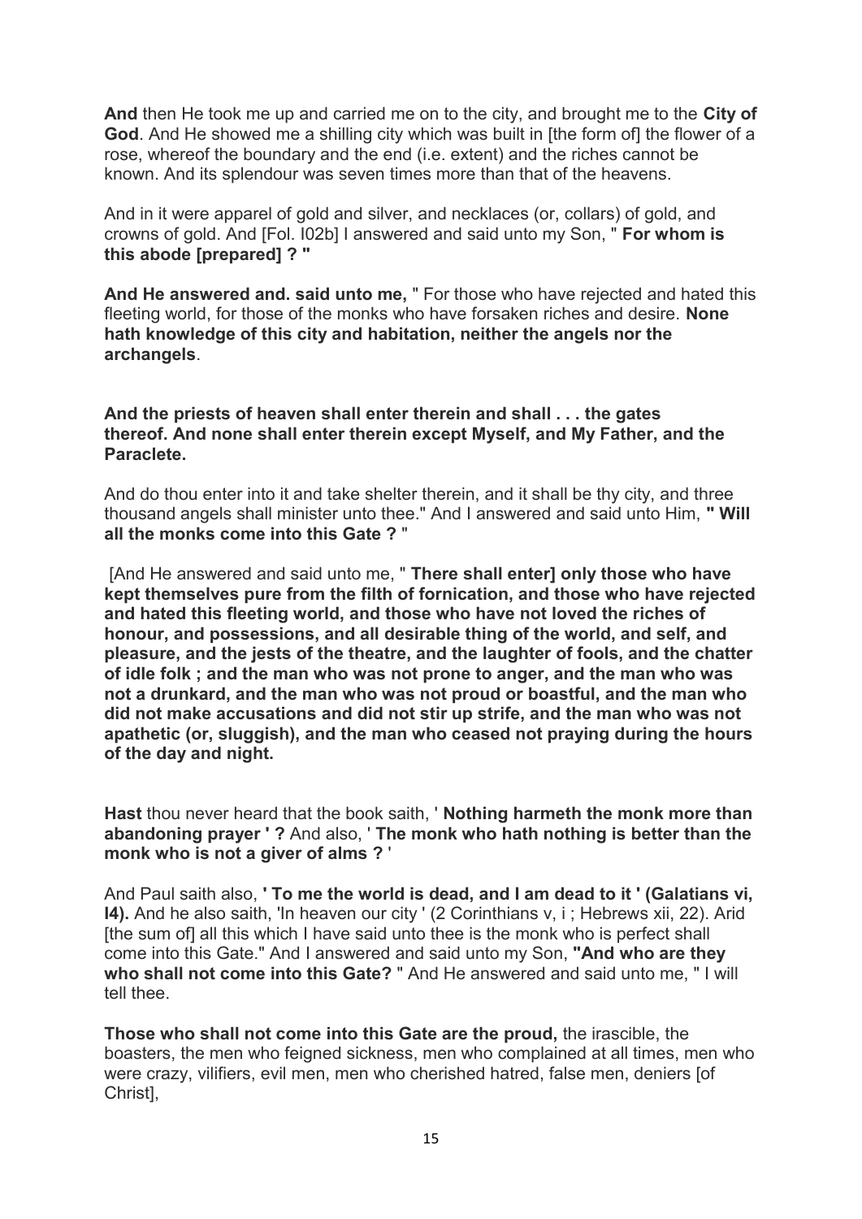**And** then He took me up and carried me on to the city, and brought me to the **City of God**. And He showed me a shilling city which was built in [the form of] the flower of a rose, whereof the boundary and the end (i.e. extent) and the riches cannot be known. And its splendour was seven times more than that of the heavens.

And in it were apparel of gold and silver, and necklaces (or, collars) of gold, and crowns of gold. And [Fol. I02b] I answered and said unto my Son, " **For whom is this abode [prepared] ? "**

**And He answered and. said unto me,** " For those who have rejected and hated this fleeting world, for those of the monks who have forsaken riches and desire. **None hath knowledge of this city and habitation, neither the angels nor the archangels**.

**And the priests of heaven shall enter therein and shall . . . the gates thereof. And none shall enter therein except Myself, and My Father, and the Paraclete.**

And do thou enter into it and take shelter therein, and it shall be thy city, and three thousand angels shall minister unto thee." And I answered and said unto Him, **" Will all the monks come into this Gate ?** "

[And He answered and said unto me, " **There shall enter] only those who have kept themselves pure from the filth of fornication, and those who have rejected and hated this fleeting world, and those who have not loved the riches of honour, and possessions, and all desirable thing of the world, and self, and pleasure, and the jests of the theatre, and the laughter of fools, and the chatter of idle folk ; and the man who was not prone to anger, and the man who was not a drunkard, and the man who was not proud or boastful, and the man who did not make accusations and did not stir up strife, and the man who was not apathetic (or, sluggish), and the man who ceased not praying during the hours of the day and night.**

**Hast** thou never heard that the book saith, ' **Nothing harmeth the monk more than abandoning prayer ' ?** And also, ' **The monk who hath nothing is better than the monk who is not a giver of alms ?** '

And Paul saith also, **' To me the world is dead, and I am dead to it ' (Galatians vi, I4).** And he also saith, 'In heaven our city ' (2 Corinthians v, i ; Hebrews xii, 22). Arid [the sum of] all this which I have said unto thee is the monk who is perfect shall come into this Gate." And I answered and said unto my Son, **"And who are they who shall not come into this Gate?** " And He answered and said unto me, " I will tell thee.

**Those who shall not come into this Gate are the proud,** the irascible, the boasters, the men who feigned sickness, men who complained at all times, men who were crazy, vilifiers, evil men, men who cherished hatred, false men, deniers [of Christ],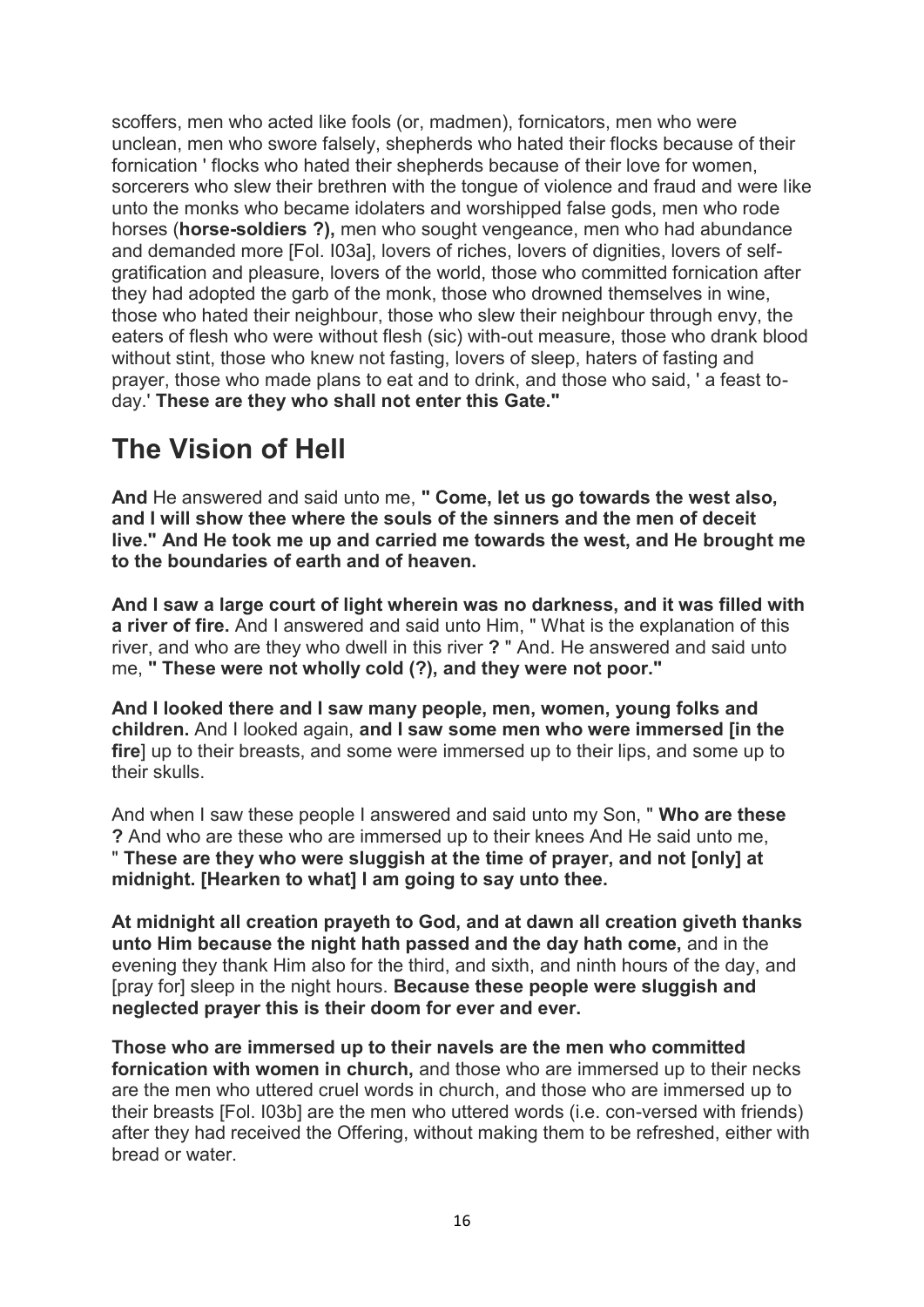scoffers, men who acted like fools (or, madmen), fornicators, men who were unclean, men who swore falsely, shepherds who hated their flocks because of their fornication ' flocks who hated their shepherds because of their love for women, sorcerers who slew their brethren with the tongue of violence and fraud and were like unto the monks who became idolaters and worshipped false gods, men who rode horses (**horse-soldiers ?),** men who sought vengeance, men who had abundance and demanded more [Fol. I03a], lovers of riches, lovers of dignities, lovers of self-gratification and pleasure, lovers of the world, those who committed fornication after they had adopted the garb of the monk, those who drowned themselves in wine, those who hated their neighbour, those who slew their neighbour through envy, the eaters of flesh who were without flesh (sic) with-out measure, those who drank blood without stint, those who knew not fasting, lovers of sleep, haters of fasting and prayer, those who made plans to eat and to drink, and those who said, ' a feast to-day.' **These are they who shall not enter this Gate."**

## The Vision of Hell

**And** He answered and said unto me, **" Come, let us go towards the west also, and I will show thee where the souls of the sinners and the men of deceit live." And He took me up and carried me towards the west, and He brought me to the boundaries of earth and of heaven.**

**And I saw a large court of light wherein was no darkness, and it was filled with a river of fire.** And I answered and said unto Him, " What is the explanation of this river, and who are they who dwell in this river **?** " And. He answered and said unto me, **" These were not wholly cold (?), and they were not poor."**

**And I looked there and I saw many people, men, women, young folks and children.** And I looked again, **and I saw some men who were immersed [in the fire**] up to their breasts, and some were immersed up to their lips, and some up to their skulls.

And when I saw these people I answered and said unto my Son, " **Who are these ?** And who are these who are immersed up to their knees And He said unto me, " **These are they who were sluggish at the time of prayer, and not [only] at midnight. [Hearken to what] I am going to say unto thee.**

**At midnight all creation prayeth to God, and at dawn all creation giveth thanks unto Him because the night hath passed and the day hath come,** and in the evening they thank Him also for the third, and sixth, and ninth hours of the day, and [pray for] sleep in the night hours. **Because these people were sluggish and neglected prayer this is their doom for ever and ever.**

**Those who are immersed up to their navels are the men who committed fornication with women in church,** and those who are immersed up to their necks are the men who uttered cruel words in church, and those who are immersed up to their breasts [Fol. I03b] are the men who uttered words (i.e. con-versed with friends) after they had received the Offering, without making them to be refreshed, either with bread or water.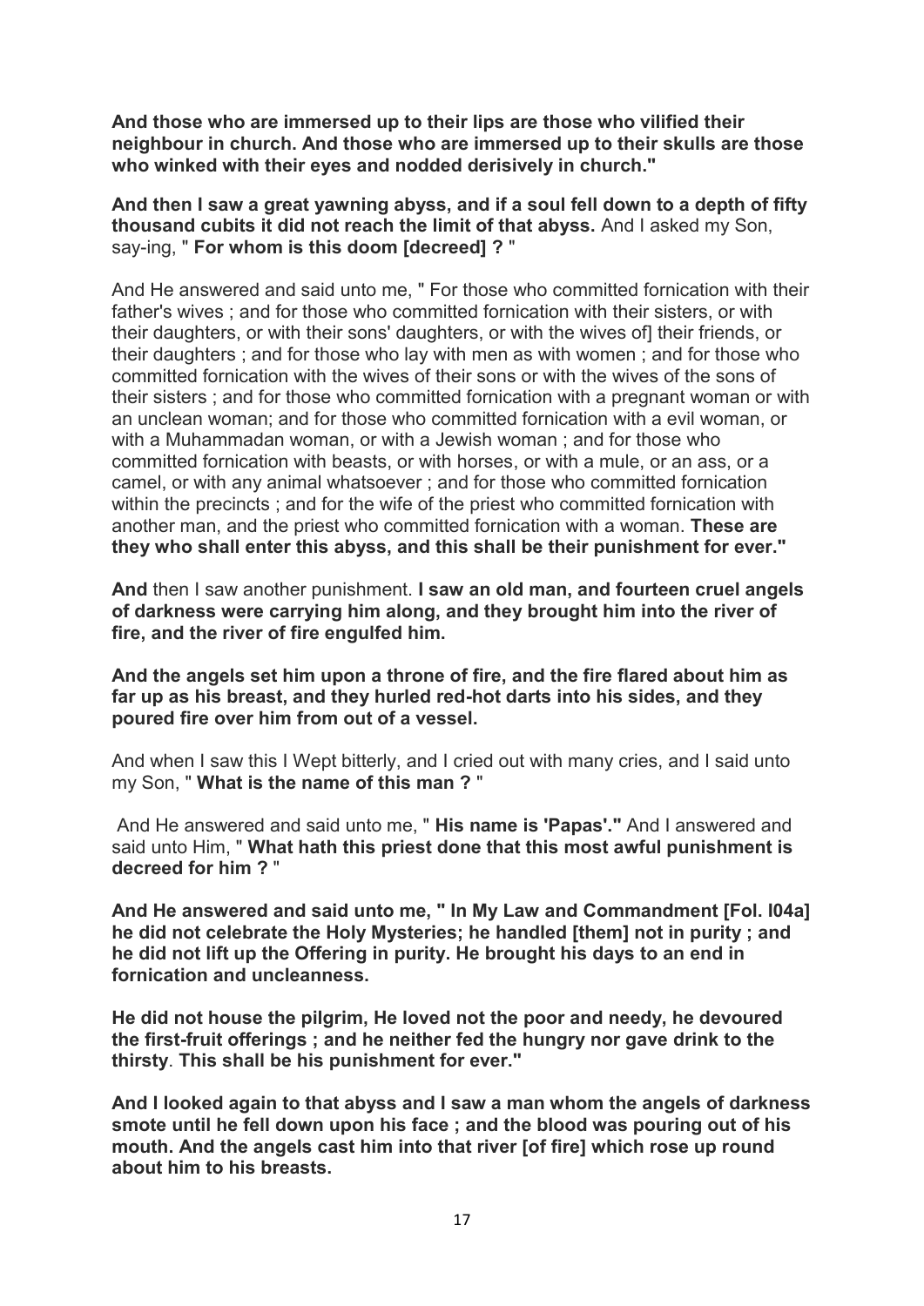**And those who are immersed up to their lips are those who vilified their neighbour in church. And those who are immersed up to their skulls are those who winked with their eyes and nodded derisively in church."**

**And then I saw a great yawning abyss, and if a soul fell down to a depth of fifty thousand cubits it did not reach the limit of that abyss.** And I asked my Son, say-ing, " **For whom is this doom [decreed] ?** "

And He answered and said unto me, " For those who committed fornication with their father's wives ; and for those who committed fornication with their sisters, or with their daughters, or with their sons' daughters, or with the wives of] their friends, or their daughters ; and for those who lay with men as with women ; and for those who committed fornication with the wives of their sons or with the wives of the sons of their sisters ; and for those who committed fornication with a pregnant woman or with an unclean woman; and for those who committed fornication with a evil woman, or with a Muhammadan woman, or with a Jewish woman ; and for those who committed fornication with beasts, or with horses, or with a mule, or an ass, or a camel, or with any animal whatsoever ; and for those who committed fornication within the precincts ; and for the wife of the priest who committed fornication with another man, and the priest who committed fornication with a woman. **These are they who shall enter this abyss, and this shall be their punishment for ever."**

**And** then I saw another punishment. **I saw an old man, and fourteen cruel angels of darkness were carrying him along, and they brought him into the river of fire, and the river of fire engulfed him.**

**And the angels set him upon a throne of fire, and the fire flared about him as far up as his breast, and they hurled red-hot darts into his sides, and they poured fire over him from out of a vessel.**

And when I saw this I Wept bitterly, and I cried out with many cries, and I said unto my Son, " **What is the name of this man ?** "

And He answered and said unto me, " **His name is 'Papas'."** And I answered and said unto Him, " **What hath this priest done that this most awful punishment is decreed for him ?** "

**And He answered and said unto me, " In My Law and Commandment [Fol. l04a] he did not celebrate the Holy Mysteries; he handled [them] not in purity ; and he did not lift up the Offering in purity. He brought his days to an end in fornication and uncleanness.**

**He did not house the pilgrim, He loved not the poor and needy, he devoured the first-fruit offerings ; and he neither fed the hungry nor gave drink to the thirsty**. **This shall be his punishment for ever."**

**And I looked again to that abyss and I saw a man whom the angels of darkness smote until he fell down upon his face ; and the blood was pouring out of his mouth. And the angels cast him into that river [of fire] which rose up round about him to his breasts.**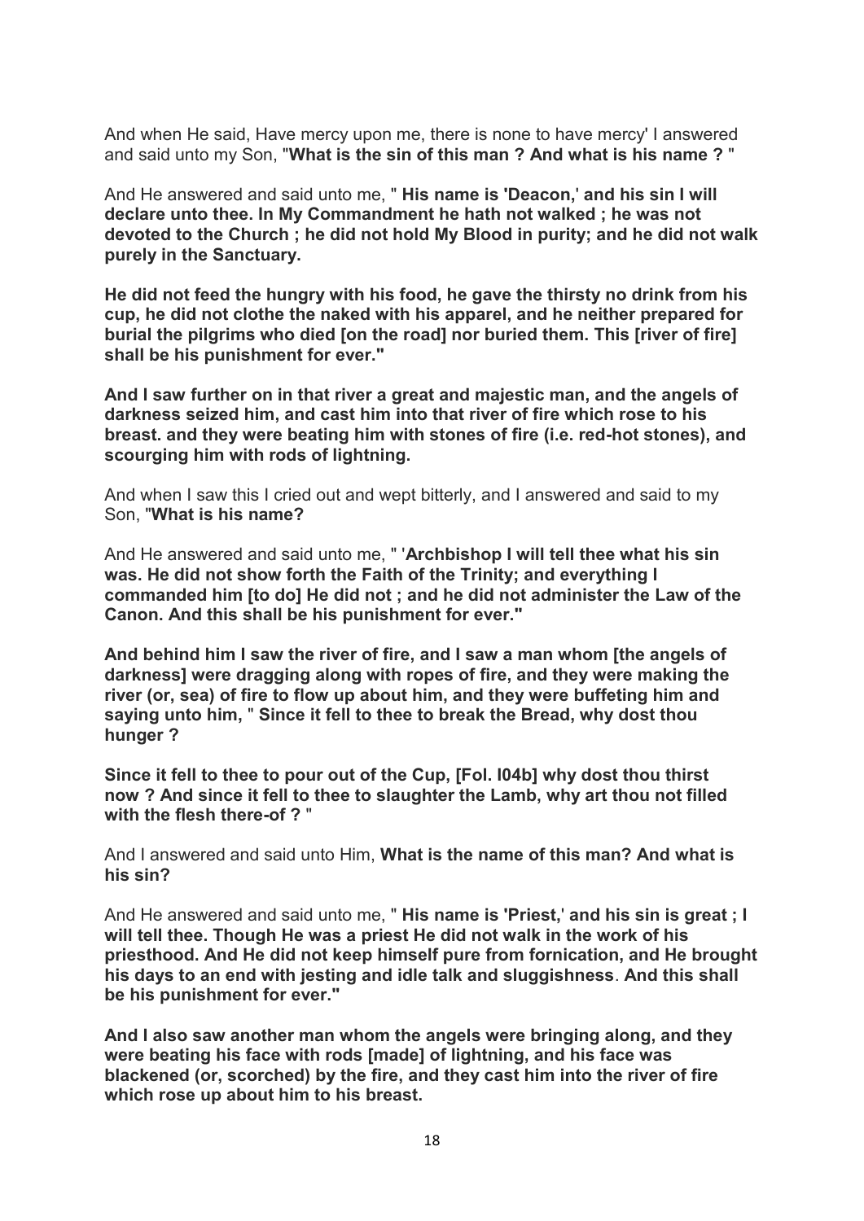And when He said, Have mercy upon me, there is none to have mercy' I answered and said unto my Son, "**What is the sin of this man ? And what is his name ?** "

And He answered and said unto me, " **His name is 'Deacon,' and his sin I will declare unto thee. In My Commandment he hath not walked ; he was not devoted to the Church ; he did not hold My Blood in purity; and he did not walk purely in the Sanctuary.**

**He did not feed the hungry with his food, he gave the thirsty no drink from his cup, he did not clothe the naked with his apparel, and he neither prepared for burial the pilgrims who died [on the road] nor buried them. This [river of fire] shall be his punishment for ever."**

**And I saw further on in that river a great and majestic man, and the angels of darkness seized him, and cast him into that river of fire which rose to his breast. and they were beating him with stones of fire (i.e. red-hot stones), and scourging him with rods of lightning.**

And when I saw this I cried out and wept bitterly, and I answered and said to my Son, "**What is his name?**

And He answered and said unto me, " '**Archbishop I will tell thee what his sin was. He did not show forth the Faith of the Trinity; and everything I commanded him [to do] He did not ; and he did not administer the Law of the Canon. And this shall be his punishment for ever."**

**And behind him I saw the river of fire, and I saw a man whom [the angels of darkness] were dragging along with ropes of fire, and they were making the river (or, sea) of fire to flow up about him, and they were buffeting him and saying unto him, " Since it fell to thee to break the Bread, why dost thou hunger ?**

**Since it fell to thee to pour out of the Cup, [Fol. l04b] why dost thou thirst now ? And since it fell to thee to slaughter the Lamb, why art thou not filled with the flesh there-of ?** "

And I answered and said unto Him, **What is the name of this man? And what is his sin?**

And He answered and said unto me, " **His name is 'Priest,' and his sin is great ; I will tell thee. Though He was a priest He did not walk in the work of his priesthood. And He did not keep himself pure from fornication, and He brought his days to an end with jesting and idle talk and sluggishness**. **And this shall be his punishment for ever."**

**And I also saw another man whom the angels were bringing along, and they were beating his face with rods [made] of lightning, and his face was blackened (or, scorched) by the fire, and they cast him into the river of fire which rose up about him to his breast.**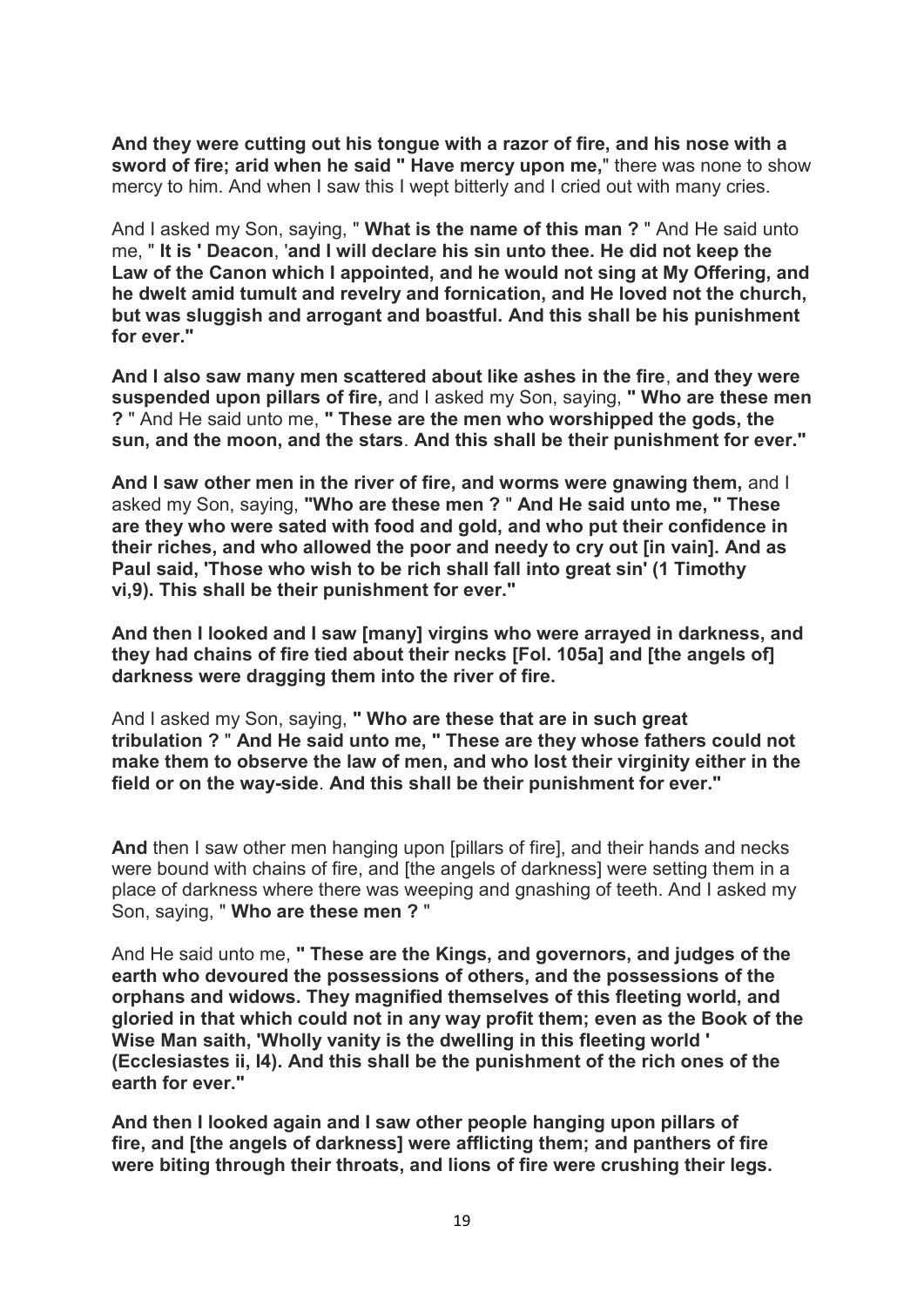**And they were cutting out his tongue with a razor of fire, and his nose with a sword of fire; arid when he said " Have mercy upon me,**" there was none to show mercy to him. And when I saw this I wept bitterly and I cried out with many cries.

And I asked my Son, saying, " **What is the name of this man ?** " And He said unto me, " **It is ' Deacon**, '**and I will declare his sin unto thee. He did not keep the Law of the Canon which I appointed, and he would not sing at My Offering, and he dwelt amid tumult and revelry and fornication, and He loved not the church, but was sluggish and arrogant and boastful. And this shall be his punishment for ever."**

**And I also saw many men scattered about like ashes in the fire**, **and they were suspended upon pillars of fire,** and I asked my Son, saying, **" Who are these men ?** " And He said unto me, **" These are the men who worshipped the gods, the sun, and the moon, and the stars**. **And this shall be their punishment for ever."**

**And I saw other men in the river of fire, and worms were gnawing them,** and I asked my Son, saying, **"Who are these men ?** " **And He said unto me, " These are they who were sated with food and gold, and who put their confidence in their riches, and who allowed the poor and needy to cry out [in vain]. And as Paul said, 'Those who wish to be rich shall fall into great sin' (1 Timothy vi,9). This shall be their punishment for ever."**

**And then I looked and I saw [many] virgins who were arrayed in darkness, and they had chains of fire tied about their necks [Fol. 105a] and [the angels of] darkness were dragging them into the river of fire.**

And I asked my Son, saying, **" Who are these that are in such great tribulation ?** " **And He said unto me, " These are they whose fathers could not make them to observe the law of men, and who lost their virginity either in the field or on the way-side**. **And this shall be their punishment for ever."**

**And** then I saw other men hanging upon [pillars of fire], and their hands and necks were bound with chains of fire, and [the angels of darkness] were setting them in a place of darkness where there was weeping and gnashing of teeth. And I asked my Son, saying, " **Who are these men ?** "

And He said unto me, **" These are the Kings, and governors, and judges of the earth who devoured the possessions of others, and the possessions of the orphans and widows. They magnified themselves of this fleeting world, and gloried in that which could not in any way profit them; even as the Book of the Wise Man saith, 'Wholly vanity is the dwelling in this fleeting world ' (Ecclesiastes ii, l4). And this shall be the punishment of the rich ones of the earth for ever."**

**And then I looked again and I saw other people hanging upon pillars of fire, and [the angels of darkness] were afflicting them; and panthers of fire were biting through their throats, and lions of fire were crushing their legs.**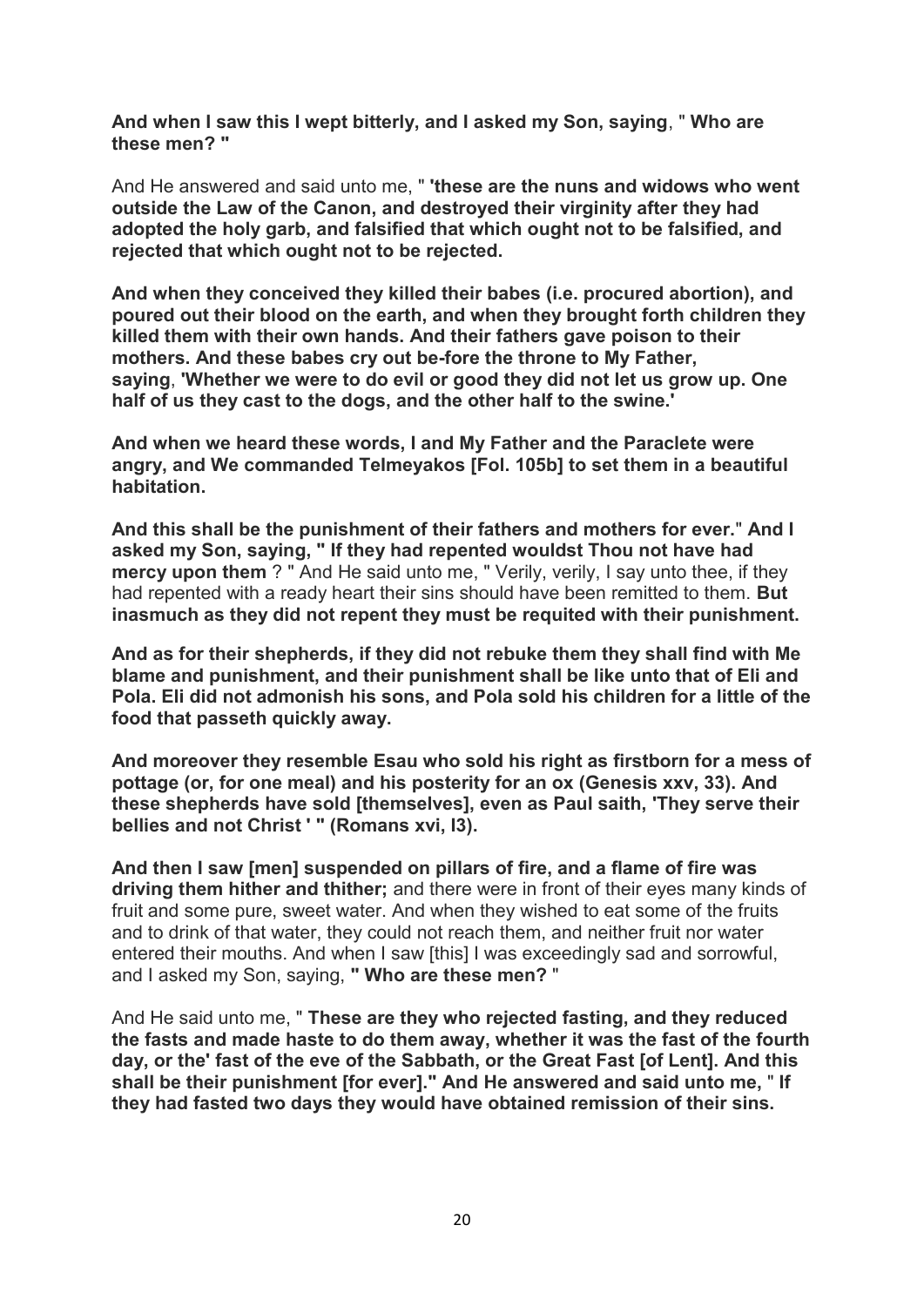**And when I saw this I wept bitterly, and I asked my Son, saying**, " **Who are these men? "**

And He answered and said unto me, " **'these are the nuns and widows who went outside the Law of the Canon, and destroyed their virginity after they had adopted the holy garb, and falsified that which ought not to be falsified, and rejected that which ought not to be rejected.**

**And when they conceived they killed their babes (i.e. procured abortion), and poured out their blood on the earth, and when they brought forth children they killed them with their own hands. And their fathers gave poison to their mothers. And these babes cry out be-fore the throne to My Father, saying**, **'Whether we were to do evil or good they did not let us grow up. One half of us they cast to the dogs, and the other half to the swine.'**

**And when we heard these words, I and My Father and the Paraclete were angry, and We commanded Telmeyakos [Fol. 105b] to set them in a beautiful habitation.**

**And this shall be the punishment of their fathers and mothers for ever.**" **And I asked my Son, saying, " If they had repented wouldst Thou not have had mercy upon them** ? " And He said unto me, " Verily, verily, I say unto thee, if they had repented with a ready heart their sins should have been remitted to them. **But inasmuch as they did not repent they must be requited with their punishment.**

**And as for their shepherds, if they did not rebuke them they shall find with Me blame and punishment, and their punishment shall be like unto that of Eli and Pola. Eli did not admonish his sons, and Pola sold his children for a little of the food that passeth quickly away.**

**And moreover they resemble Esau who sold his right as firstborn for a mess of pottage (or, for one meal) and his posterity for an ox (Genesis xxv, 33). And these shepherds have sold [themselves], even as Paul saith, 'They serve their bellies and not Christ ' " (Romans xvi, I3).**

**And then I saw [men] suspended on pillars of fire, and a flame of fire was driving them hither and thither;** and there were in front of their eyes many kinds of fruit and some pure, sweet water. And when they wished to eat some of the fruits and to drink of that water, they could not reach them, and neither fruit nor water entered their mouths. And when I saw [this] I was exceedingly sad and sorrowful, and I asked my Son, saying, **" Who are these men?** "

And He said unto me, " **These are they who rejected fasting, and they reduced the fasts and made haste to do them away, whether it was the fast of the fourth day, or the' fast of the eve of the Sabbath, or the Great Fast [of Lent]. And this shall be their punishment [for ever]." And He answered and said unto me,** " **If they had fasted two days they would have obtained remission of their sins.**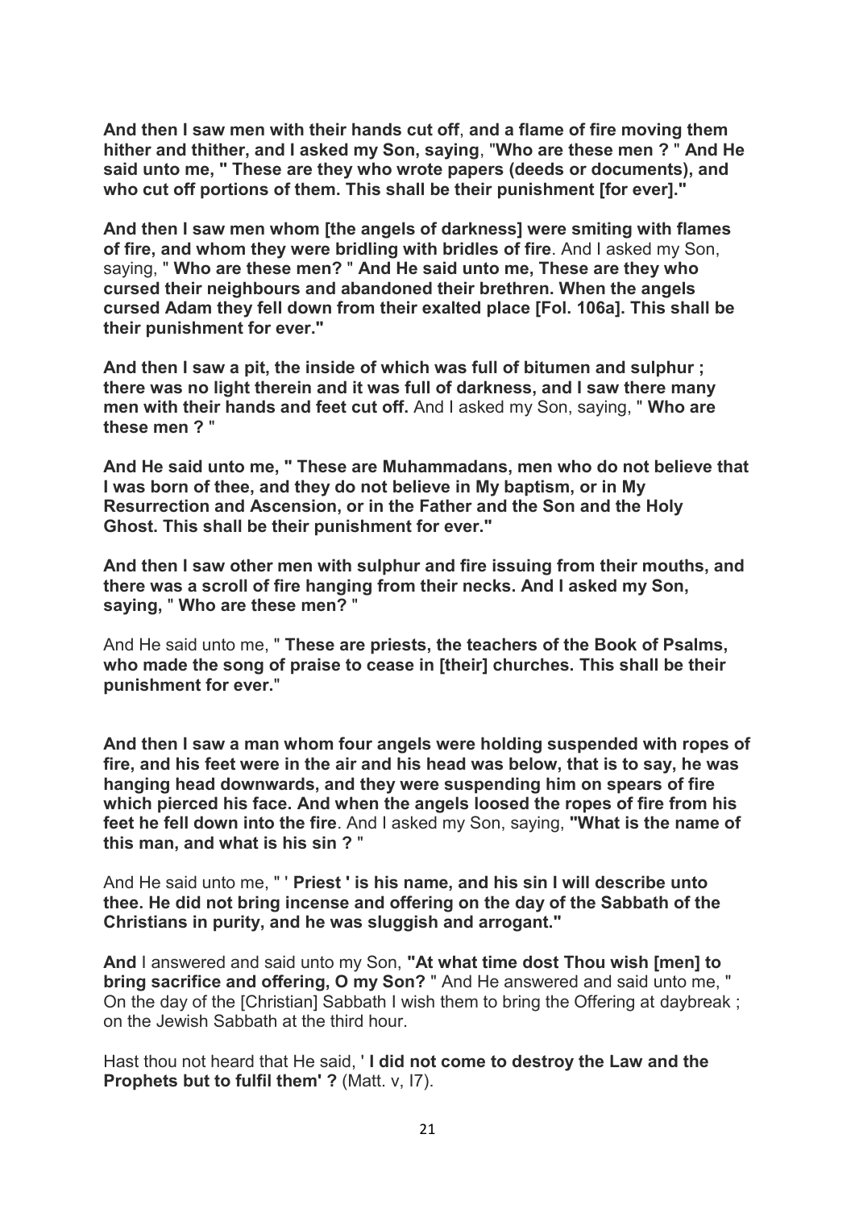**And then I saw men with their hands cut off**, **and a flame of fire moving them hither and thither, and I asked my Son, saying**, "**Who are these men ?** " **And He said unto me, " These are they who wrote papers (deeds or documents), and who cut off portions of them. This shall be their punishment [for ever]."**

**And then I saw men whom [the angels of darkness] were smiting with flames of fire, and whom they were bridling with bridles of fire**. And I asked my Son, saying, " **Who are these men?** " **And He said unto me, These are they who cursed their neighbours and abandoned their brethren. When the angels cursed Adam they fell down from their exalted place [Fol. 106a]. This shall be their punishment for ever."**

**And then I saw a pit, the inside of which was full of bitumen and sulphur ; there was no light therein and it was full of darkness, and I saw there many men with their hands and feet cut off.** And I asked my Son, saying, " **Who are these men ?** "

**And He said unto me, " These are Muhammadans, men who do not believe that I was born of thee, and they do not believe in My baptism, or in My Resurrection and Ascension, or in the Father and the Son and the Holy Ghost. This shall be their punishment for ever."**

**And then I saw other men with sulphur and fire issuing from their mouths, and there was a scroll of fire hanging from their necks. And I asked my Son, saying,** " **Who are these men?** "

And He said unto me, " **These are priests, the teachers of the Book of Psalms, who made the song of praise to cease in [their] churches. This shall be their punishment for ever.**"

**And then I saw a man whom four angels were holding suspended with ropes of fire, and his feet were in the air and his head was below, that is to say, he was hanging head downwards, and they were suspending him on spears of fire which pierced his face. And when the angels loosed the ropes of fire from his feet he fell down into the fire**. And I asked my Son, saying, **"What is the name of this man, and what is his sin ?** "

And He said unto me, " ' **Priest ' is his name, and his sin I will describe unto thee. He did not bring incense and offering on the day of the Sabbath of the Christians in purity, and he was sluggish and arrogant."**

**And** I answered and said unto my Son, **"At what time dost Thou wish [men] to bring sacrifice and offering, O my Son?** " And He answered and said unto me, " On the day of the [Christian] Sabbath I wish them to bring the Offering at daybreak ; on the Jewish Sabbath at the third hour.

Hast thou not heard that He said, ' **I did not come to destroy the Law and the Prophets but to fulfil them' ?** (Matt. v, I7).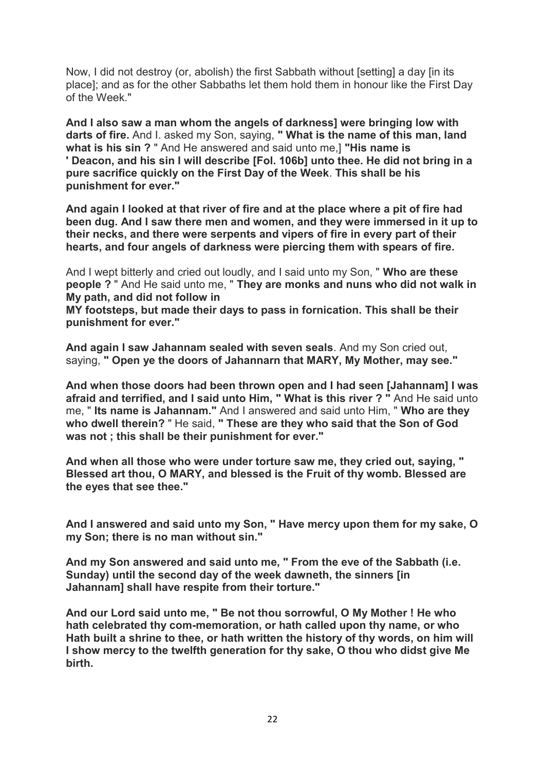Now, I did not destroy (or, abolish) the first Sabbath without [setting] a day [in its place]; and as for the other Sabbaths let them hold them in honour like the First Day of the Week."

**And I also saw a man whom the angels of darkness] were bringing low with darts of fire.** And I. asked my Son, saying, **" What is the name of this man, land what is his sin ?** " And He answered and said unto me,] **"His name is ' Deacon, and his sin I will describe [Fol. 106b] unto thee. He did not bring in a pure sacrifice quickly on the First Day of the Week**. **This shall be his punishment for ever."**

**And again I looked at that river of fire and at the place where a pit of fire had been dug. And I saw there men and women, and they were immersed in it up to their necks, and there were serpents and vipers of fire in every part of their hearts, and four angels of darkness were piercing them with spears of fire.**

And I wept bitterly and cried out loudly, and I said unto my Son, " **Who are these people ?** " And He said unto me, " **They are monks and nuns who did not walk in My path, and did not follow in**
**MY footsteps, but made their days to pass in fornication. This shall be their punishment for ever."**

**And again I saw Jahannam sealed with seven seals**. And my Son cried out, saying, **" Open ye the doors of Jahannarn that MARY, My Mother, may see."**

**And when those doors had been thrown open and I had seen [Jahannam] I was afraid and terrified, and I said unto Him, " What is this river ? "** And He said unto me, " **Its name is Jahannam."** And I answered and said unto Him, " **Who are they who dwell therein?** " He said, **" These are they who said that the Son of God was not ; this shall be their punishment for ever."**

**And when all those who were under torture saw me, they cried out, saying, " Blessed art thou, O MARY, and blessed is the Fruit of thy womb. Blessed are the eyes that see thee."**

**And I answered and said unto my Son, " Have mercy upon them for my sake, O my Son; there is no man without sin."**

**And my Son answered and said unto me, " From the eve of the Sabbath (i.e. Sunday) until the second day of the week dawneth, the sinners [in Jahannam] shall have respite from their torture."**

**And our Lord said unto me, " Be not thou sorrowful, O My Mother ! He who hath celebrated thy com-memoration, or hath called upon thy name, or who Hath built a shrine to thee, or hath written the history of thy words, on him will I show mercy to the twelfth generation for thy sake, O thou who didst give Me birth.**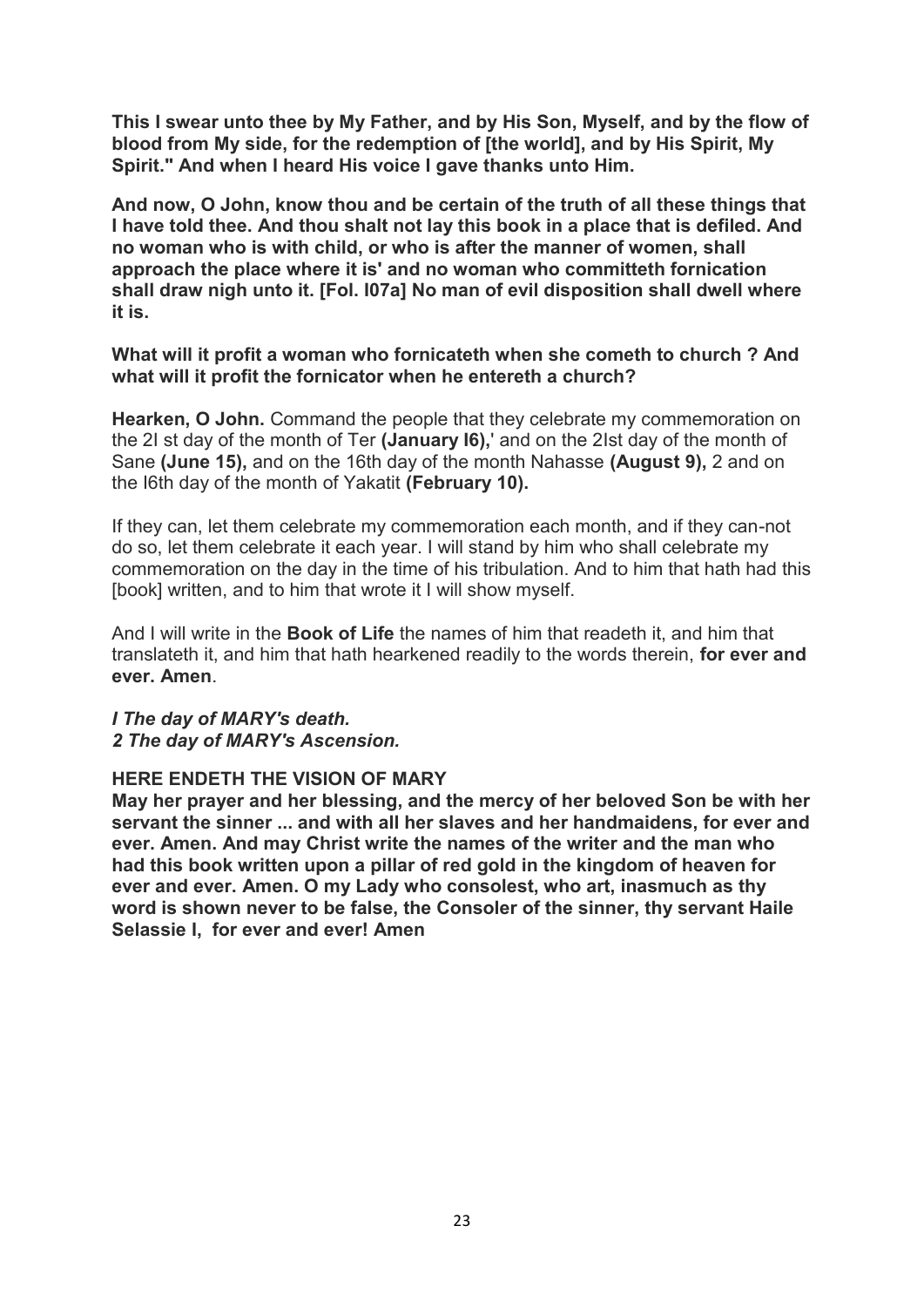**This I swear unto thee by My Father, and by His Son, Myself, and by the flow of blood from My side, for the redemption of [the world], and by His Spirit, My Spirit." And when I heard His voice I gave thanks unto Him.**

**And now, O John, know thou and be certain of the truth of all these things that I have told thee. And thou shalt not lay this book in a place that is defiled. And no woman who is with child, or who is after the manner of women, shall approach the place where it is' and no woman who committeth fornication shall draw nigh unto it. [Fol. I07a] No man of evil disposition shall dwell where it is.**

**What will it profit a woman who fornicateth when she cometh to church ? And what will it profit the fornicator when he entereth a church?**

**Hearken, O John.** Command the people that they celebrate my commemoration on the 2I st day of the month of Ter **(January I6),**' and on the 2Ist day of the month of Sane **(June 15),** and on the 16th day of the month Nahasse **(August 9),** 2 and on the I6th day of the month of Yakatit **(February 10).**

If they can, let them celebrate my commemoration each month, and if they can-not do so, let them celebrate it each year. I will stand by him who shall celebrate my commemoration on the day in the time of his tribulation. And to him that hath had this [book] written, and to him that wrote it I will show myself.

And I will write in the **Book of Life** the names of him that readeth it, and him that translateth it, and him that hath hearkened readily to the words therein, **for ever and ever. Amen**.

***I The day of MARY's death.***
***2 The day of MARY's Ascension.***

**HERE ENDETH THE VISION OF MARY**
**May her prayer and her blessing, and the mercy of her beloved Son be with her servant the sinner ... and with all her slaves and her handmaidens, for ever and ever. Amen. And may Christ write the names of the writer and the man who had this book written upon a pillar of red gold in the kingdom of heaven for ever and ever. Amen. O my Lady who consolest, who art, inasmuch as thy word is shown never to be false, the Consoler of the sinner, thy servant Haile Selassie I, for ever and ever! Amen**